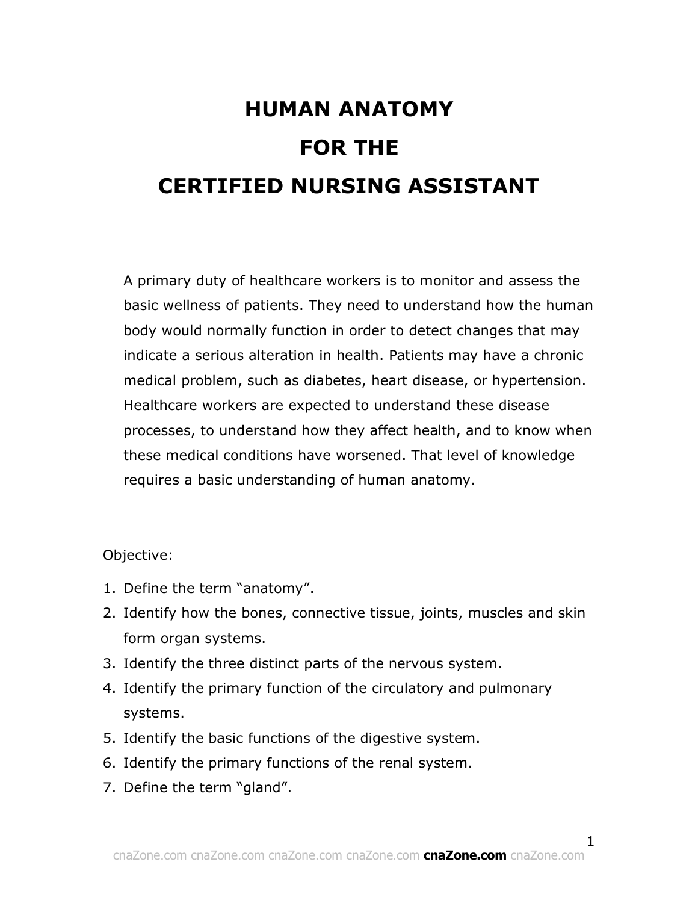# HUMAN ANATOMY FOR THE CERTIFIED NURSING ASSISTANT

A primary duty of healthcare workers is to monitor and assess the basic wellness of patients. They need to understand how the human body would normally function in order to detect changes that may indicate a serious alteration in health. Patients may have a chronic medical problem, such as diabetes, heart disease, or hypertension. Healthcare workers are expected to understand these disease processes, to understand how they affect health, and to know when these medical conditions have worsened. That level of knowledge requires a basic understanding of human anatomy.

Objective:

1. Define the term "anatomy".
2. Identify how the bones, connective tissue, joints, muscles and skin form organ systems.
3. Identify the three distinct parts of the nervous system.
4. Identify the primary function of the circulatory and pulmonary systems.
5. Identify the basic functions of the digestive system.
6. Identify the primary functions of the renal system.
7. Define the term "gland".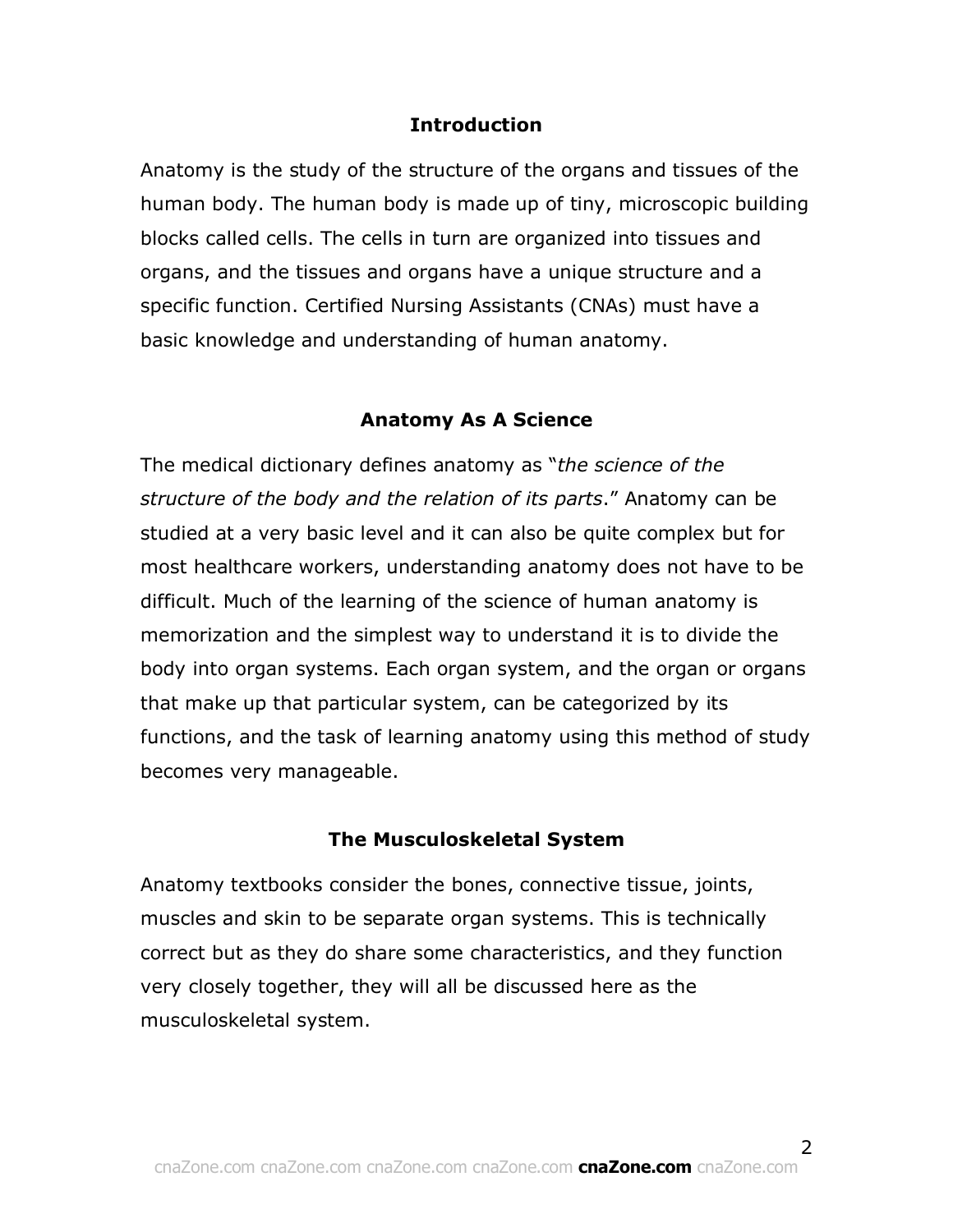## Introduction

Anatomy is the study of the structure of the organs and tissues of the human body. The human body is made up of tiny, microscopic building blocks called cells. The cells in turn are organized into tissues and organs, and the tissues and organs have a unique structure and a specific function. Certified Nursing Assistants (CNAs) must have a basic knowledge and understanding of human anatomy.

## Anatomy As A Science

The medical dictionary defines anatomy as "*the science of the structure of the body and the relation of its parts*." Anatomy can be studied at a very basic level and it can also be quite complex but for most healthcare workers, understanding anatomy does not have to be difficult. Much of the learning of the science of human anatomy is memorization and the simplest way to understand it is to divide the body into organ systems. Each organ system, and the organ or organs that make up that particular system, can be categorized by its functions, and the task of learning anatomy using this method of study becomes very manageable.

## The Musculoskeletal System

Anatomy textbooks consider the bones, connective tissue, joints, muscles and skin to be separate organ systems. This is technically correct but as they do share some characteristics, and they function very closely together, they will all be discussed here as the musculoskeletal system.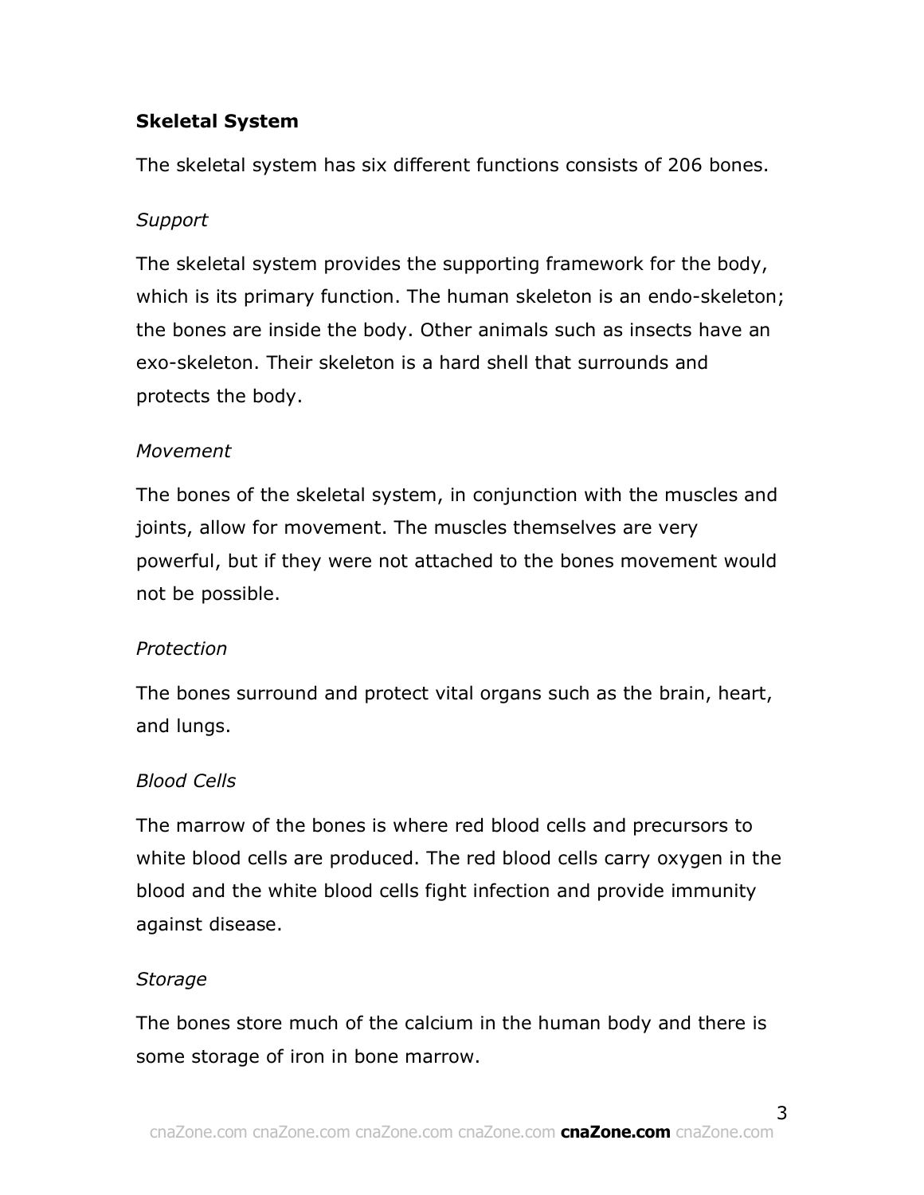## Skeletal System

The skeletal system has six different functions consists of 206 bones.

### *Support*

The skeletal system provides the supporting framework for the body, which is its primary function. The human skeleton is an endo-skeleton; the bones are inside the body. Other animals such as insects have an exo-skeleton. Their skeleton is a hard shell that surrounds and protects the body.

### *Movement*

The bones of the skeletal system, in conjunction with the muscles and joints, allow for movement. The muscles themselves are very powerful, but if they were not attached to the bones movement would not be possible.

### *Protection*

The bones surround and protect vital organs such as the brain, heart, and lungs.

### *Blood Cells*

The marrow of the bones is where red blood cells and precursors to white blood cells are produced. The red blood cells carry oxygen in the blood and the white blood cells fight infection and provide immunity against disease.

### *Storage*

The bones store much of the calcium in the human body and there is some storage of iron in bone marrow.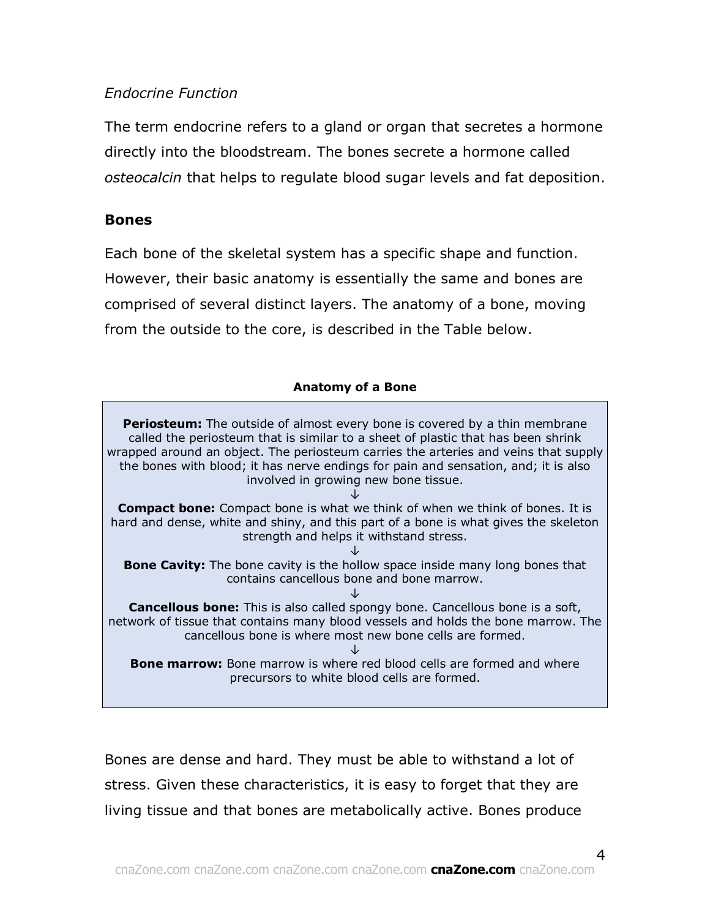*Endocrine Function*

The term endocrine refers to a gland or organ that secretes a hormone directly into the bloodstream. The bones secrete a hormone called *osteocalcin* that helps to regulate blood sugar levels and fat deposition.

**Bones**

Each bone of the skeletal system has a specific shape and function. However, their basic anatomy is essentially the same and bones are comprised of several distinct layers. The anatomy of a bone, moving from the outside to the core, is described in the Table below.

**Anatomy of a Bone**

**Periosteum:** The outside of almost every bone is covered by a thin membrane called the periosteum that is similar to a sheet of plastic that has been shrink wrapped around an object. The periosteum carries the arteries and veins that supply the bones with blood; it has nerve endings for pain and sensation, and; it is also involved in growing new bone tissue.

↓

**Compact bone:** Compact bone is what we think of when we think of bones. It is hard and dense, white and shiny, and this part of a bone is what gives the skeleton strength and helps it withstand stress.

↓

**Bone Cavity:** The bone cavity is the hollow space inside many long bones that contains cancellous bone and bone marrow.

↓

**Cancellous bone:** This is also called spongy bone. Cancellous bone is a soft, network of tissue that contains many blood vessels and holds the bone marrow. The cancellous bone is where most new bone cells are formed.

↓

**Bone marrow:** Bone marrow is where red blood cells are formed and where precursors to white blood cells are formed.

Bones are dense and hard. They must be able to withstand a lot of stress. Given these characteristics, it is easy to forget that they are living tissue and that bones are metabolically active. Bones produce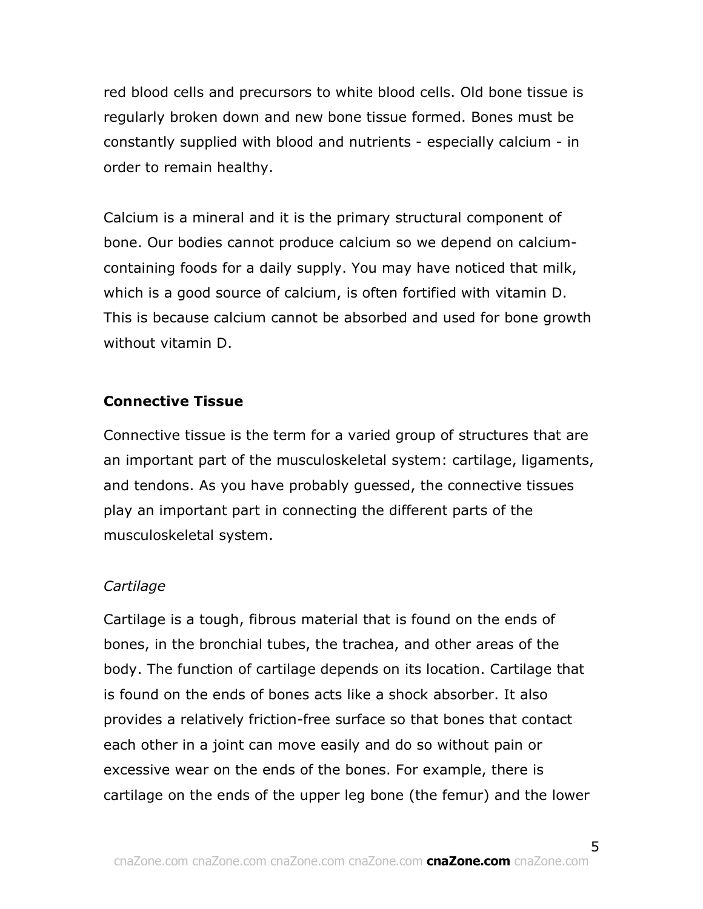red blood cells and precursors to white blood cells. Old bone tissue is regularly broken down and new bone tissue formed. Bones must be constantly supplied with blood and nutrients - especially calcium - in order to remain healthy.

Calcium is a mineral and it is the primary structural component of bone. Our bodies cannot produce calcium so we depend on calcium-containing foods for a daily supply. You may have noticed that milk, which is a good source of calcium, is often fortified with vitamin D. This is because calcium cannot be absorbed and used for bone growth without vitamin D.

## Connective Tissue

Connective tissue is the term for a varied group of structures that are an important part of the musculoskeletal system: cartilage, ligaments, and tendons. As you have probably guessed, the connective tissues play an important part in connecting the different parts of the musculoskeletal system.

### *Cartilage*

Cartilage is a tough, fibrous material that is found on the ends of bones, in the bronchial tubes, the trachea, and other areas of the body. The function of cartilage depends on its location. Cartilage that is found on the ends of bones acts like a shock absorber. It also provides a relatively friction-free surface so that bones that contact each other in a joint can move easily and do so without pain or excessive wear on the ends of the bones. For example, there is cartilage on the ends of the upper leg bone (the femur) and the lower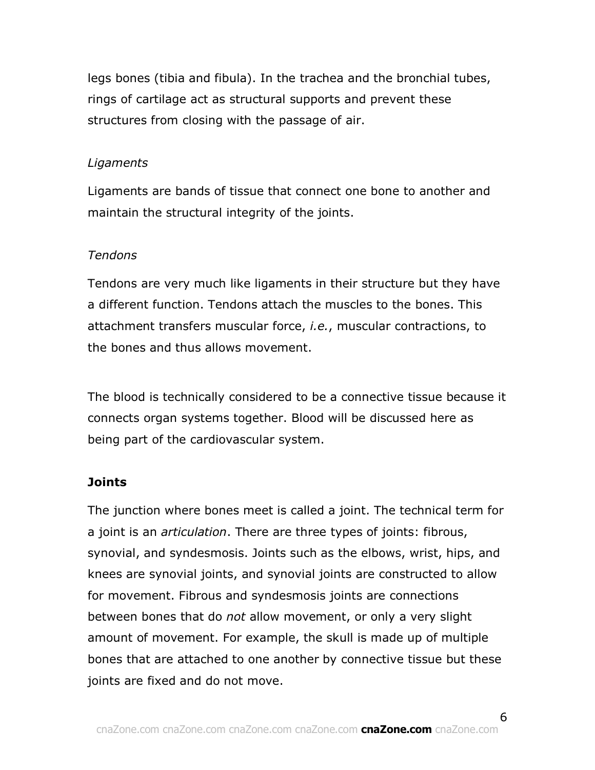legs bones (tibia and fibula). In the trachea and the bronchial tubes, rings of cartilage act as structural supports and prevent these structures from closing with the passage of air.

*Ligaments*

Ligaments are bands of tissue that connect one bone to another and maintain the structural integrity of the joints.

*Tendons*

Tendons are very much like ligaments in their structure but they have a different function. Tendons attach the muscles to the bones. This attachment transfers muscular force, *i.e.*, muscular contractions, to the bones and thus allows movement.

The blood is technically considered to be a connective tissue because it connects organ systems together. Blood will be discussed here as being part of the cardiovascular system.

**Joints**

The junction where bones meet is called a joint. The technical term for a joint is an *articulation*. There are three types of joints: fibrous, synovial, and syndesmosis. Joints such as the elbows, wrist, hips, and knees are synovial joints, and synovial joints are constructed to allow for movement. Fibrous and syndesmosis joints are connections between bones that do *not* allow movement, or only a very slight amount of movement. For example, the skull is made up of multiple bones that are attached to one another by connective tissue but these joints are fixed and do not move.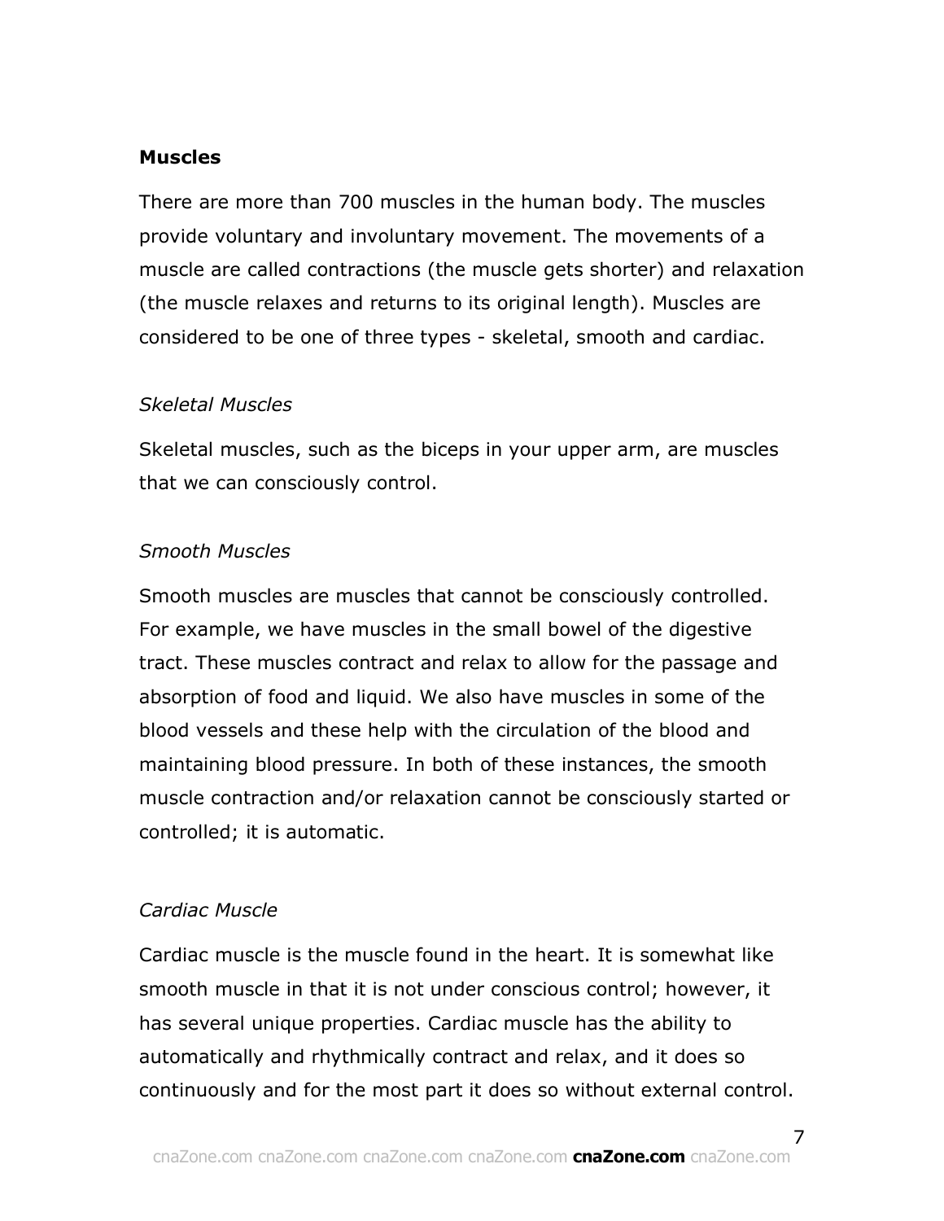## Muscles

There are more than 700 muscles in the human body. The muscles provide voluntary and involuntary movement. The movements of a muscle are called contractions (the muscle gets shorter) and relaxation (the muscle relaxes and returns to its original length). Muscles are considered to be one of three types - skeletal, smooth and cardiac.

### *Skeletal Muscles*

Skeletal muscles, such as the biceps in your upper arm, are muscles that we can consciously control.

### *Smooth Muscles*

Smooth muscles are muscles that cannot be consciously controlled. For example, we have muscles in the small bowel of the digestive tract. These muscles contract and relax to allow for the passage and absorption of food and liquid. We also have muscles in some of the blood vessels and these help with the circulation of the blood and maintaining blood pressure. In both of these instances, the smooth muscle contraction and/or relaxation cannot be consciously started or controlled; it is automatic.

### *Cardiac Muscle*

Cardiac muscle is the muscle found in the heart. It is somewhat like smooth muscle in that it is not under conscious control; however, it has several unique properties. Cardiac muscle has the ability to automatically and rhythmically contract and relax, and it does so continuously and for the most part it does so without external control.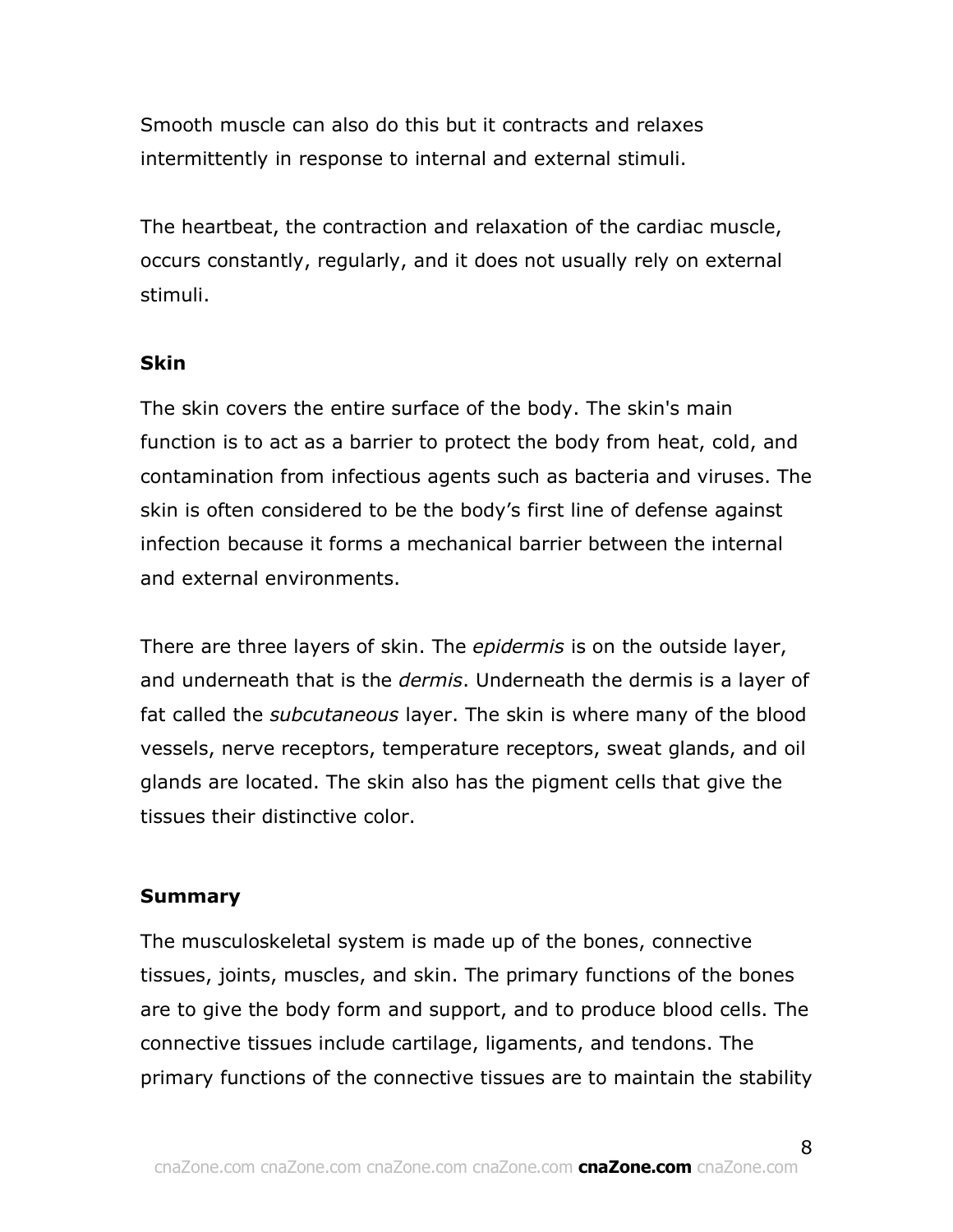Smooth muscle can also do this but it contracts and relaxes intermittently in response to internal and external stimuli.

The heartbeat, the contraction and relaxation of the cardiac muscle, occurs constantly, regularly, and it does not usually rely on external stimuli.

### Skin

The skin covers the entire surface of the body. The skin's main function is to act as a barrier to protect the body from heat, cold, and contamination from infectious agents such as bacteria and viruses. The skin is often considered to be the body's first line of defense against infection because it forms a mechanical barrier between the internal and external environments.

There are three layers of skin. The *epidermis* is on the outside layer, and underneath that is the *dermis*. Underneath the dermis is a layer of fat called the *subcutaneous* layer. The skin is where many of the blood vessels, nerve receptors, temperature receptors, sweat glands, and oil glands are located. The skin also has the pigment cells that give the tissues their distinctive color.

### Summary

The musculoskeletal system is made up of the bones, connective tissues, joints, muscles, and skin. The primary functions of the bones are to give the body form and support, and to produce blood cells. The connective tissues include cartilage, ligaments, and tendons. The primary functions of the connective tissues are to maintain the stability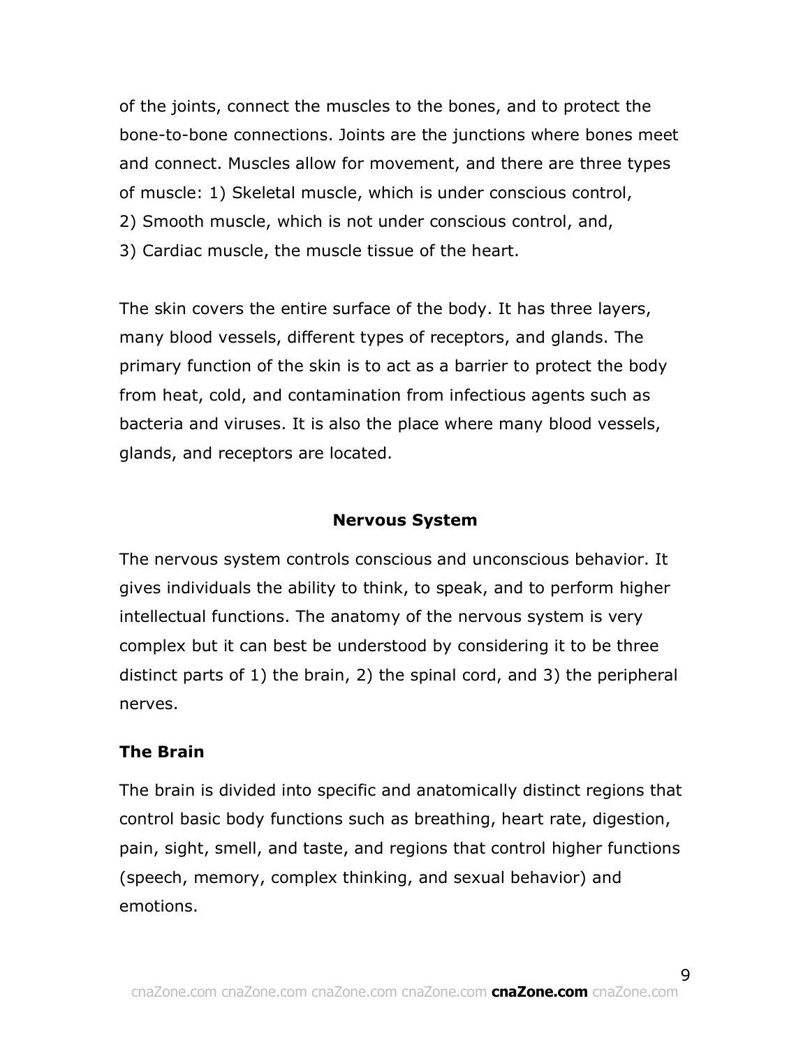of the joints, connect the muscles to the bones, and to protect the bone-to-bone connections. Joints are the junctions where bones meet and connect. Muscles allow for movement, and there are three types of muscle: 1) Skeletal muscle, which is under conscious control,
2) Smooth muscle, which is not under conscious control, and,
3) Cardiac muscle, the muscle tissue of the heart.

The skin covers the entire surface of the body. It has three layers, many blood vessels, different types of receptors, and glands. The primary function of the skin is to act as a barrier to protect the body from heat, cold, and contamination from infectious agents such as bacteria and viruses. It is also the place where many blood vessels, glands, and receptors are located.

## Nervous System

The nervous system controls conscious and unconscious behavior. It gives individuals the ability to think, to speak, and to perform higher intellectual functions. The anatomy of the nervous system is very complex but it can best be understood by considering it to be three distinct parts of 1) the brain, 2) the spinal cord, and 3) the peripheral nerves.

### The Brain

The brain is divided into specific and anatomically distinct regions that control basic body functions such as breathing, heart rate, digestion, pain, sight, smell, and taste, and regions that control higher functions (speech, memory, complex thinking, and sexual behavior) and emotions.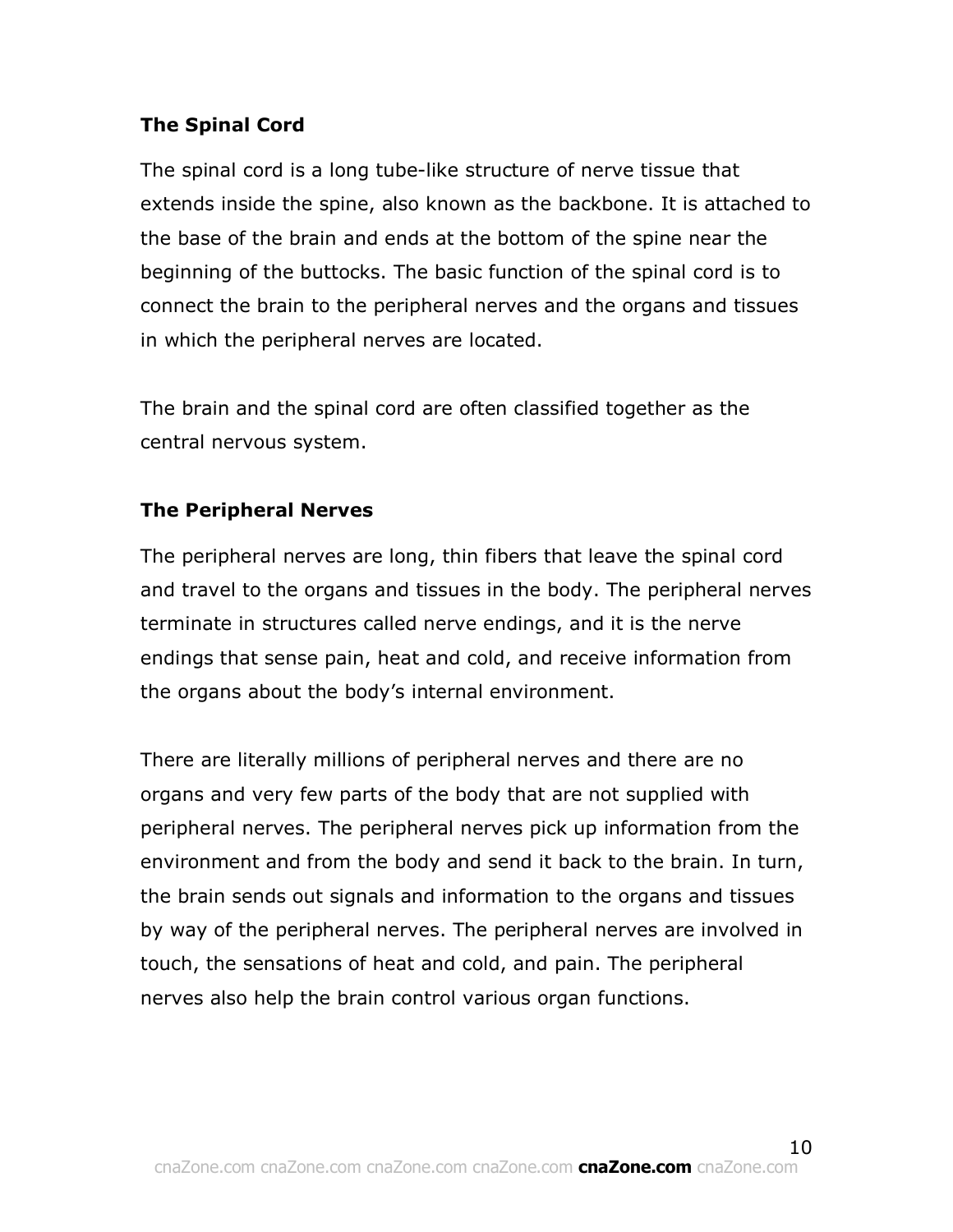**The Spinal Cord**

The spinal cord is a long tube-like structure of nerve tissue that extends inside the spine, also known as the backbone. It is attached to the base of the brain and ends at the bottom of the spine near the beginning of the buttocks. The basic function of the spinal cord is to connect the brain to the peripheral nerves and the organs and tissues in which the peripheral nerves are located.

The brain and the spinal cord are often classified together as the central nervous system.

**The Peripheral Nerves**

The peripheral nerves are long, thin fibers that leave the spinal cord and travel to the organs and tissues in the body. The peripheral nerves terminate in structures called nerve endings, and it is the nerve endings that sense pain, heat and cold, and receive information from the organs about the body's internal environment.

There are literally millions of peripheral nerves and there are no organs and very few parts of the body that are not supplied with peripheral nerves. The peripheral nerves pick up information from the environment and from the body and send it back to the brain. In turn, the brain sends out signals and information to the organs and tissues by way of the peripheral nerves. The peripheral nerves are involved in touch, the sensations of heat and cold, and pain. The peripheral nerves also help the brain control various organ functions.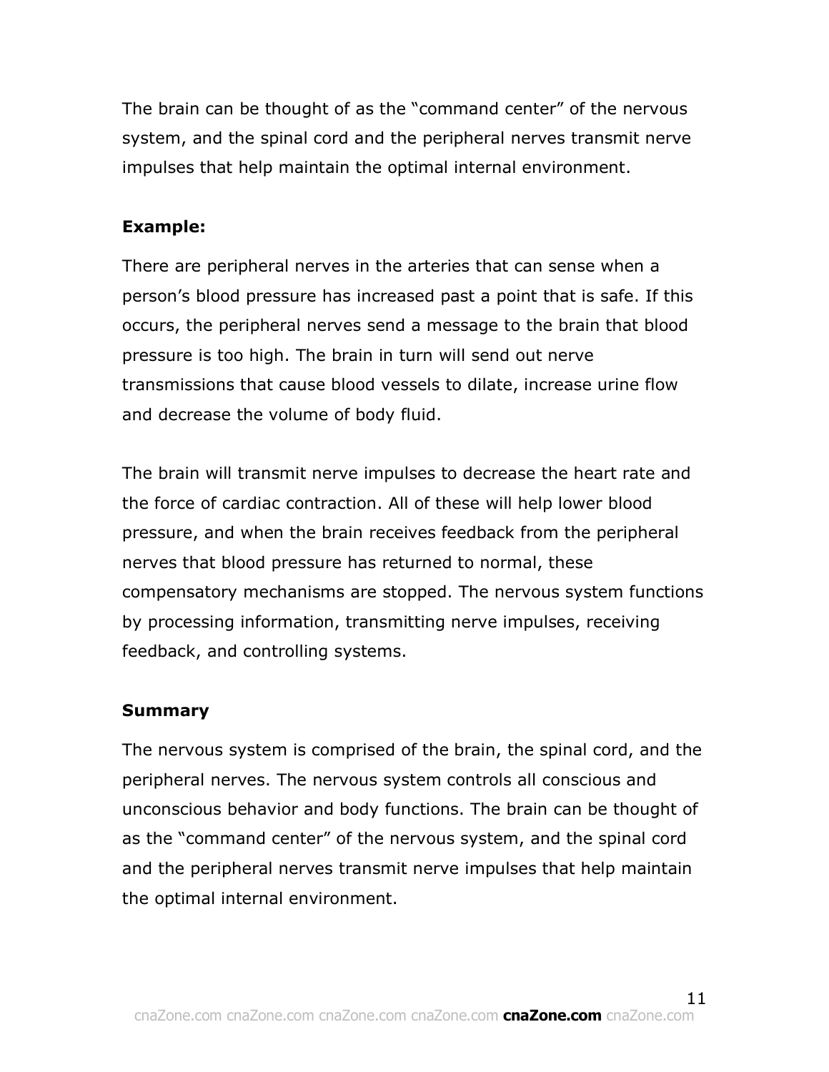The brain can be thought of as the "command center" of the nervous system, and the spinal cord and the peripheral nerves transmit nerve impulses that help maintain the optimal internal environment.

**Example:**

There are peripheral nerves in the arteries that can sense when a person's blood pressure has increased past a point that is safe. If this occurs, the peripheral nerves send a message to the brain that blood pressure is too high. The brain in turn will send out nerve transmissions that cause blood vessels to dilate, increase urine flow and decrease the volume of body fluid.

The brain will transmit nerve impulses to decrease the heart rate and the force of cardiac contraction. All of these will help lower blood pressure, and when the brain receives feedback from the peripheral nerves that blood pressure has returned to normal, these compensatory mechanisms are stopped. The nervous system functions by processing information, transmitting nerve impulses, receiving feedback, and controlling systems.

**Summary**

The nervous system is comprised of the brain, the spinal cord, and the peripheral nerves. The nervous system controls all conscious and unconscious behavior and body functions. The brain can be thought of as the "command center" of the nervous system, and the spinal cord and the peripheral nerves transmit nerve impulses that help maintain the optimal internal environment.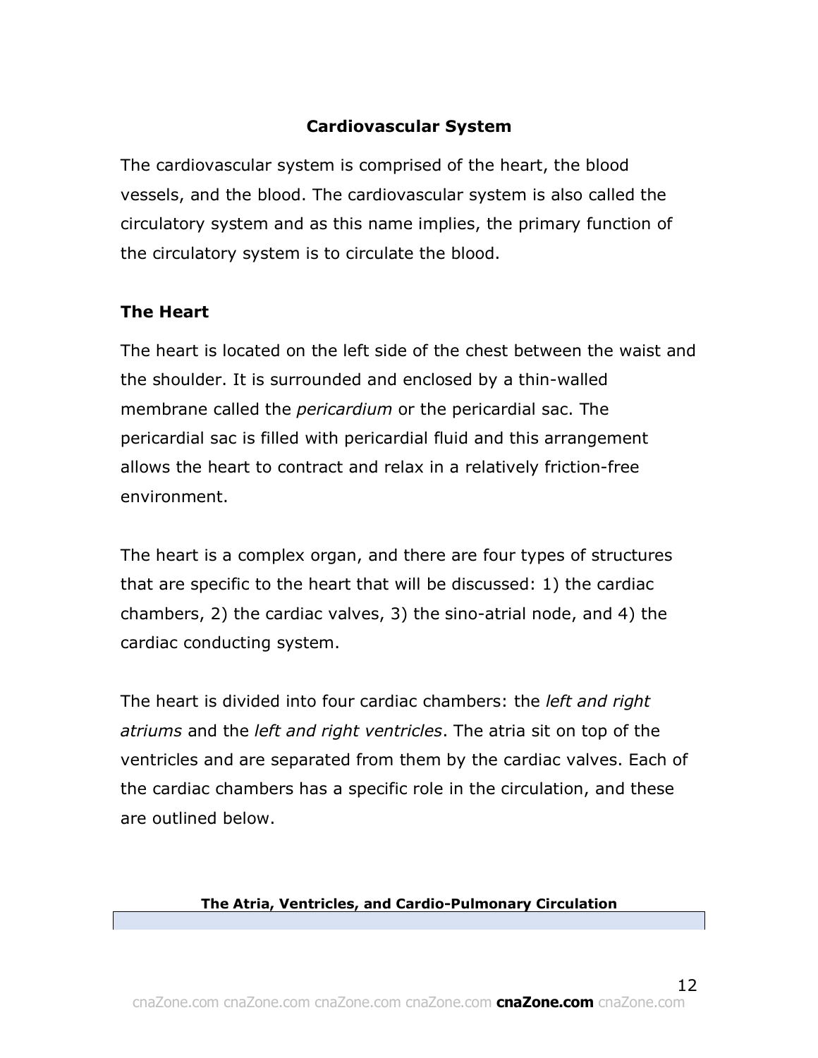## Cardiovascular System

The cardiovascular system is comprised of the heart, the blood vessels, and the blood. The cardiovascular system is also called the circulatory system and as this name implies, the primary function of the circulatory system is to circulate the blood.

### The Heart

The heart is located on the left side of the chest between the waist and the shoulder. It is surrounded and enclosed by a thin-walled membrane called the *pericardium* or the pericardial sac. The pericardial sac is filled with pericardial fluid and this arrangement allows the heart to contract and relax in a relatively friction-free environment.

The heart is a complex organ, and there are four types of structures that are specific to the heart that will be discussed: 1) the cardiac chambers, 2) the cardiac valves, 3) the sino-atrial node, and 4) the cardiac conducting system.

The heart is divided into four cardiac chambers: the *left and right atriums* and the *left and right ventricles*. The atria sit on top of the ventricles and are separated from them by the cardiac valves. Each of the cardiac chambers has a specific role in the circulation, and these are outlined below.

**The Atria, Ventricles, and Cardio-Pulmonary Circulation**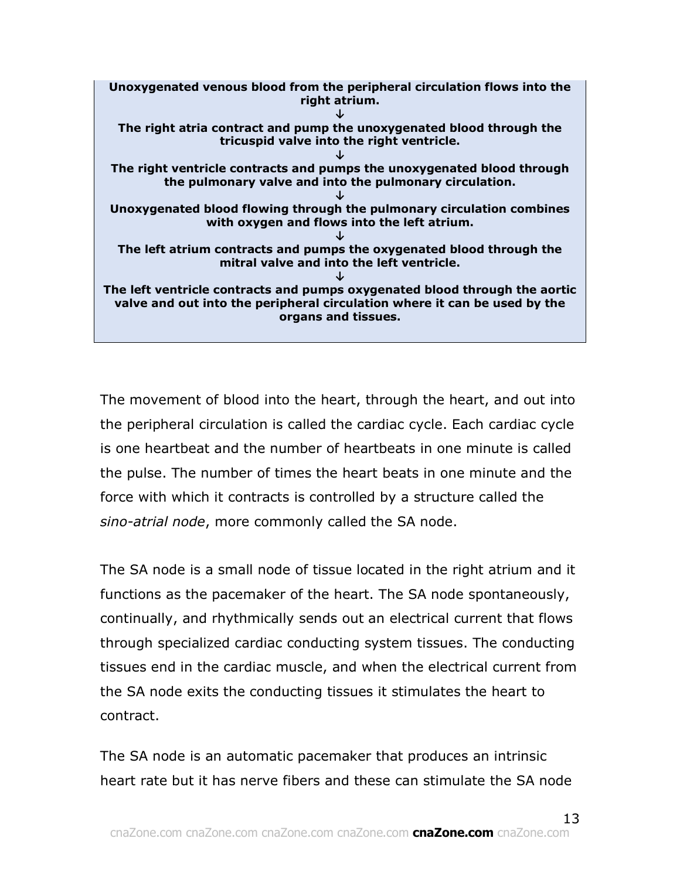**Unoxygenated venous blood from the peripheral circulation flows into the right atrium.**

**↓**

**The right atria contract and pump the unoxygenated blood through the tricuspid valve into the right ventricle.**

**↓**

**The right ventricle contracts and pumps the unoxygenated blood through the pulmonary valve and into the pulmonary circulation.**

**↓**

**Unoxygenated blood flowing through the pulmonary circulation combines with oxygen and flows into the left atrium.**

**↓**

**The left atrium contracts and pumps the oxygenated blood through the mitral valve and into the left ventricle.**

**↓**

**The left ventricle contracts and pumps oxygenated blood through the aortic valve and out into the peripheral circulation where it can be used by the organs and tissues.**

The movement of blood into the heart, through the heart, and out into the peripheral circulation is called the cardiac cycle. Each cardiac cycle is one heartbeat and the number of heartbeats in one minute is called the pulse. The number of times the heart beats in one minute and the force with which it contracts is controlled by a structure called the *sino-atrial node*, more commonly called the SA node.

The SA node is a small node of tissue located in the right atrium and it functions as the pacemaker of the heart. The SA node spontaneously, continually, and rhythmically sends out an electrical current that flows through specialized cardiac conducting system tissues. The conducting tissues end in the cardiac muscle, and when the electrical current from the SA node exits the conducting tissues it stimulates the heart to contract.

The SA node is an automatic pacemaker that produces an intrinsic heart rate but it has nerve fibers and these can stimulate the SA node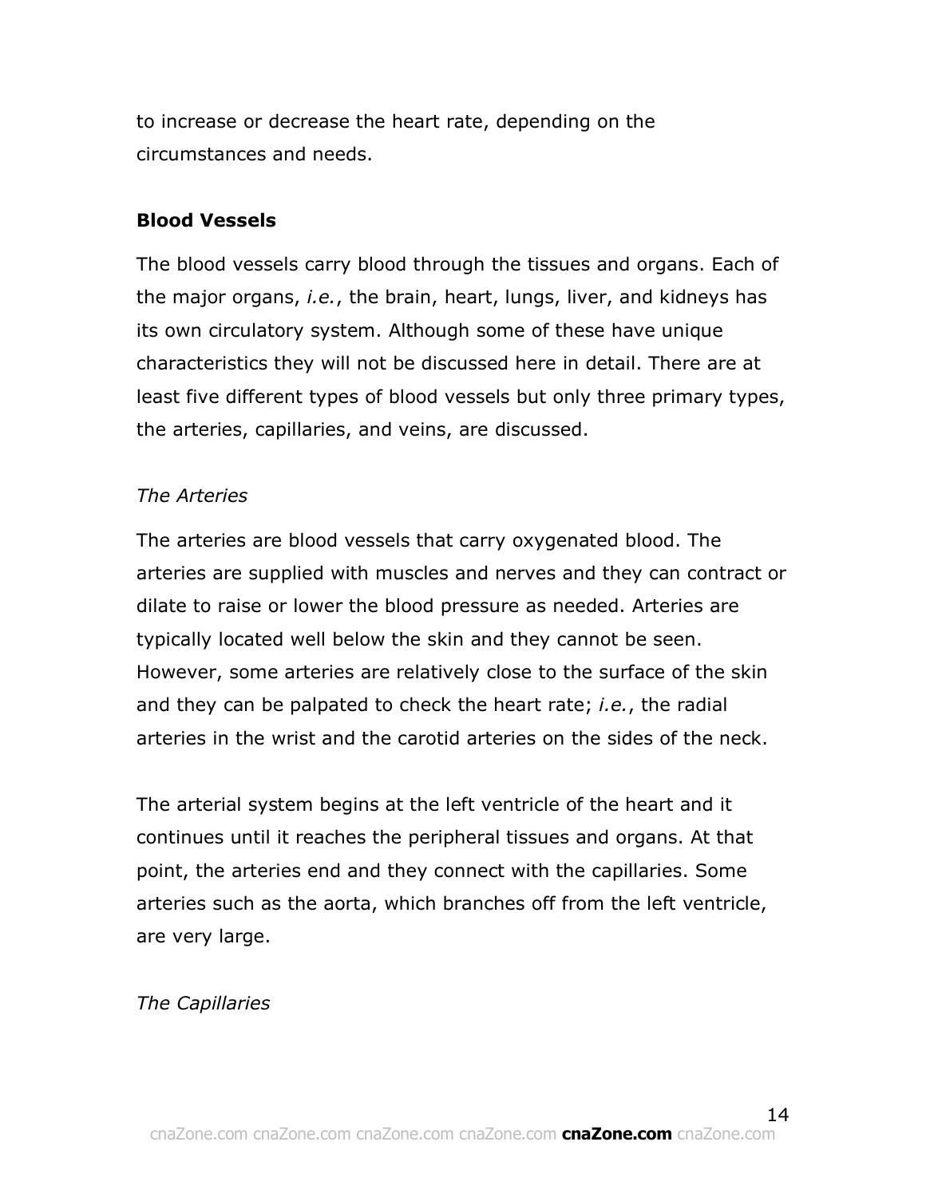to increase or decrease the heart rate, depending on the circumstances and needs.

### Blood Vessels

The blood vessels carry blood through the tissues and organs. Each of the major organs, *i.e.*, the brain, heart, lungs, liver, and kidneys has its own circulatory system. Although some of these have unique characteristics they will not be discussed here in detail. There are at least five different types of blood vessels but only three primary types, the arteries, capillaries, and veins, are discussed.

#### *The Arteries*

The arteries are blood vessels that carry oxygenated blood. The arteries are supplied with muscles and nerves and they can contract or dilate to raise or lower the blood pressure as needed. Arteries are typically located well below the skin and they cannot be seen. However, some arteries are relatively close to the surface of the skin and they can be palpated to check the heart rate; *i.e.*, the radial arteries in the wrist and the carotid arteries on the sides of the neck.

The arterial system begins at the left ventricle of the heart and it continues until it reaches the peripheral tissues and organs. At that point, the arteries end and they connect with the capillaries. Some arteries such as the aorta, which branches off from the left ventricle, are very large.

#### *The Capillaries*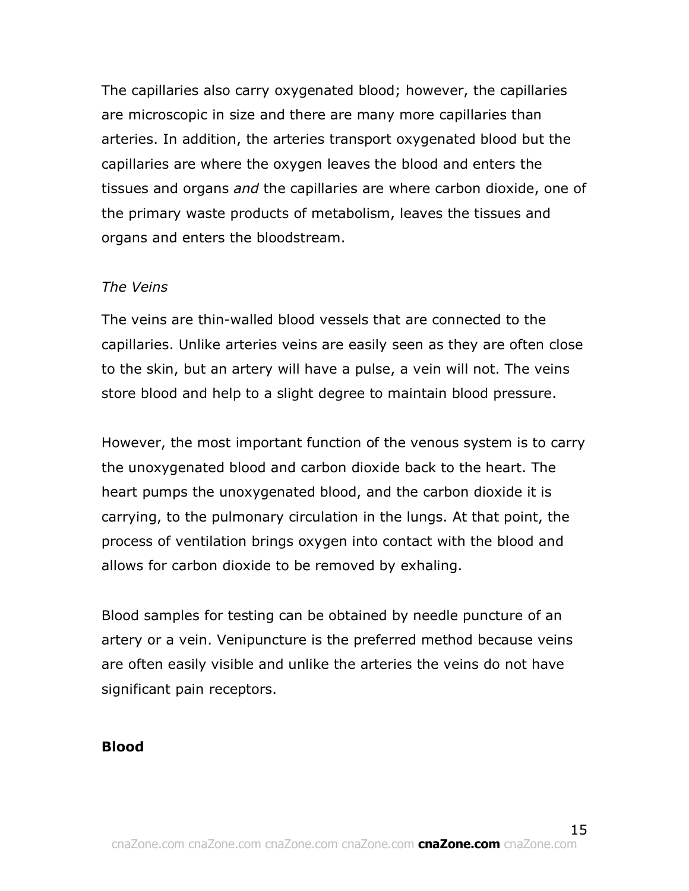The capillaries also carry oxygenated blood; however, the capillaries are microscopic in size and there are many more capillaries than arteries. In addition, the arteries transport oxygenated blood but the capillaries are where the oxygen leaves the blood and enters the tissues and organs *and* the capillaries are where carbon dioxide, one of the primary waste products of metabolism, leaves the tissues and organs and enters the bloodstream.

*The Veins*

The veins are thin-walled blood vessels that are connected to the capillaries. Unlike arteries veins are easily seen as they are often close to the skin, but an artery will have a pulse, a vein will not. The veins store blood and help to a slight degree to maintain blood pressure.

However, the most important function of the venous system is to carry the unoxygenated blood and carbon dioxide back to the heart. The heart pumps the unoxygenated blood, and the carbon dioxide it is carrying, to the pulmonary circulation in the lungs. At that point, the process of ventilation brings oxygen into contact with the blood and allows for carbon dioxide to be removed by exhaling.

Blood samples for testing can be obtained by needle puncture of an artery or a vein. Venipuncture is the preferred method because veins are often easily visible and unlike the arteries the veins do not have significant pain receptors.

**Blood**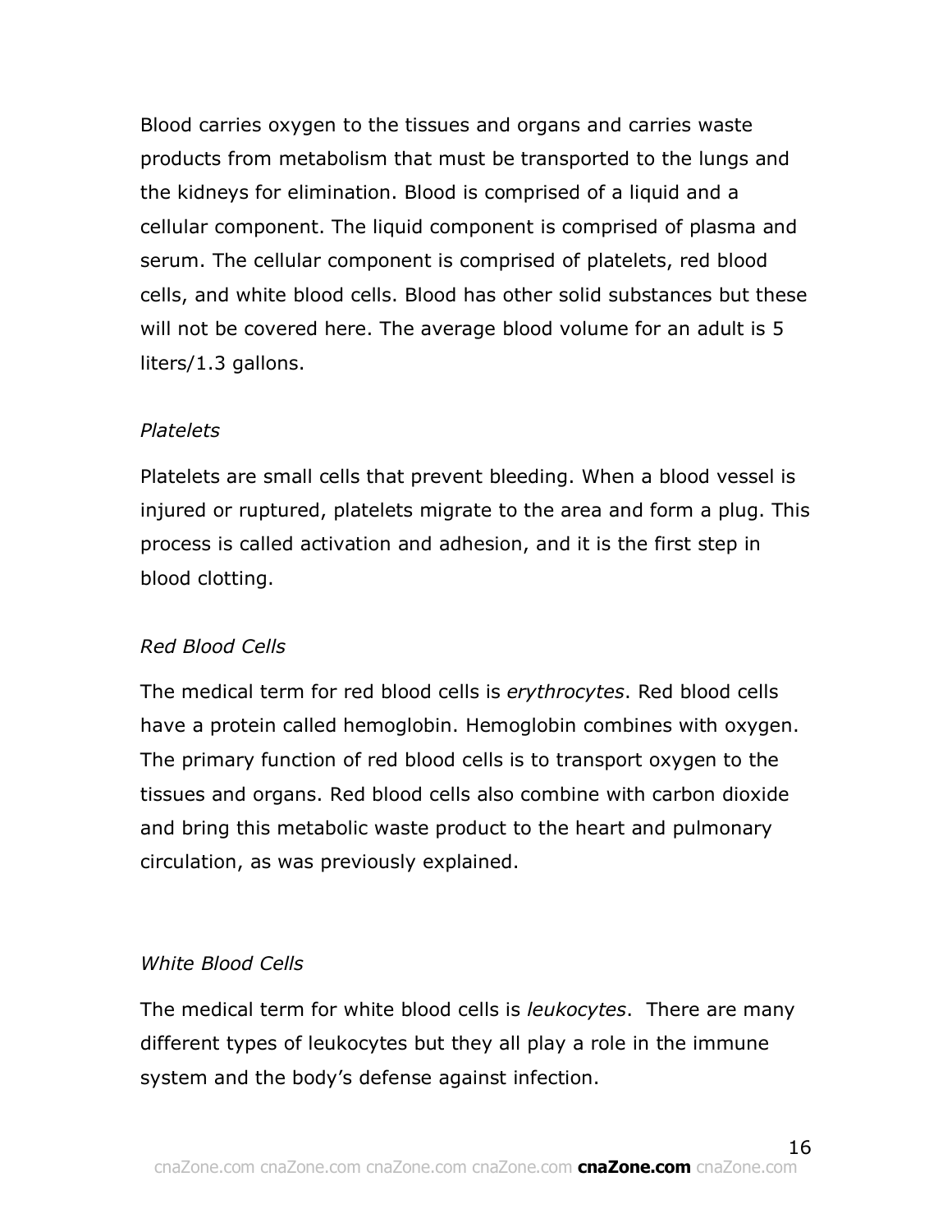Blood carries oxygen to the tissues and organs and carries waste products from metabolism that must be transported to the lungs and the kidneys for elimination. Blood is comprised of a liquid and a cellular component. The liquid component is comprised of plasma and serum. The cellular component is comprised of platelets, red blood cells, and white blood cells. Blood has other solid substances but these will not be covered here. The average blood volume for an adult is 5 liters/1.3 gallons.

*Platelets*

Platelets are small cells that prevent bleeding. When a blood vessel is injured or ruptured, platelets migrate to the area and form a plug. This process is called activation and adhesion, and it is the first step in blood clotting.

*Red Blood Cells*

The medical term for red blood cells is *erythrocytes*. Red blood cells have a protein called hemoglobin. Hemoglobin combines with oxygen. The primary function of red blood cells is to transport oxygen to the tissues and organs. Red blood cells also combine with carbon dioxide and bring this metabolic waste product to the heart and pulmonary circulation, as was previously explained.

*White Blood Cells*

The medical term for white blood cells is *leukocytes*. There are many different types of leukocytes but they all play a role in the immune system and the body's defense against infection.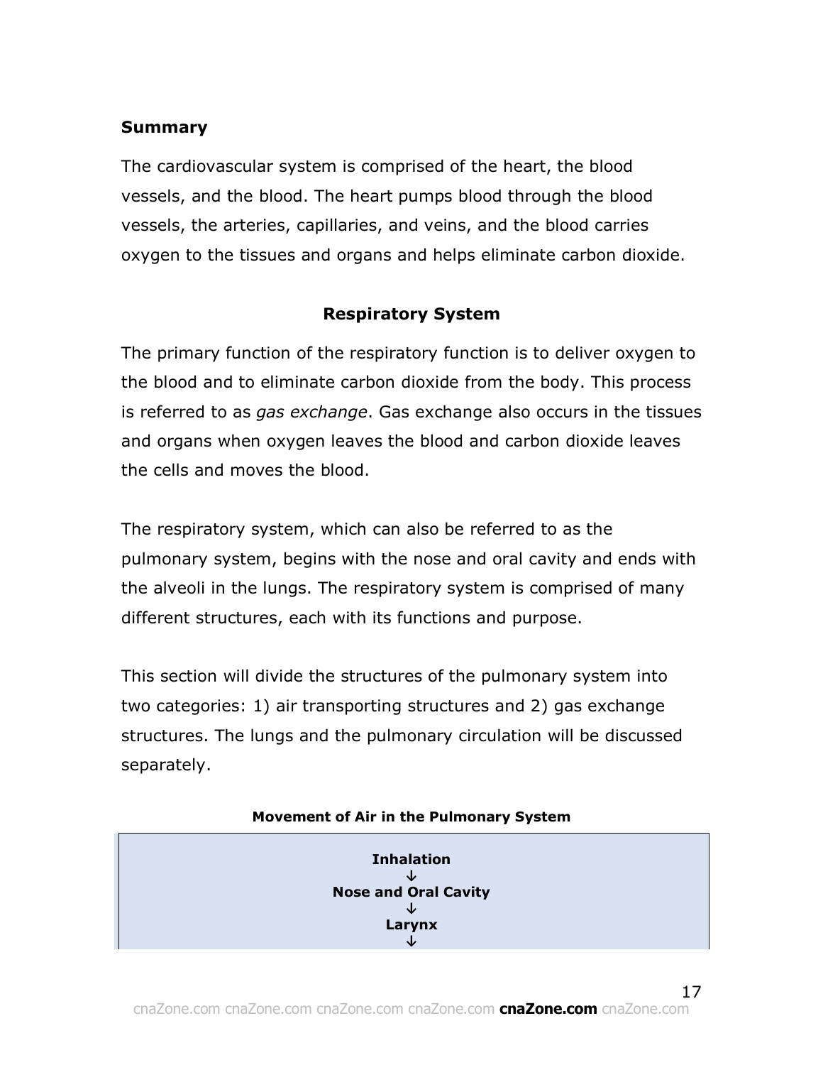**Summary**

The cardiovascular system is comprised of the heart, the blood vessels, and the blood. The heart pumps blood through the blood vessels, the arteries, capillaries, and veins, and the blood carries oxygen to the tissues and organs and helps eliminate carbon dioxide.

## Respiratory System

The primary function of the respiratory function is to deliver oxygen to the blood and to eliminate carbon dioxide from the body. This process is referred to as *gas exchange*. Gas exchange also occurs in the tissues and organs when oxygen leaves the blood and carbon dioxide leaves the cells and moves the blood.

The respiratory system, which can also be referred to as the pulmonary system, begins with the nose and oral cavity and ends with the alveoli in the lungs. The respiratory system is comprised of many different structures, each with its functions and purpose.

This section will divide the structures of the pulmonary system into two categories: 1) air transporting structures and 2) gas exchange structures. The lungs and the pulmonary circulation will be discussed separately.

**Movement of Air in the Pulmonary System**

| **Inhalation**<br>↓<br>**Nose and Oral Cavity**<br>↓<br>**Larynx**<br>↓ |
|---|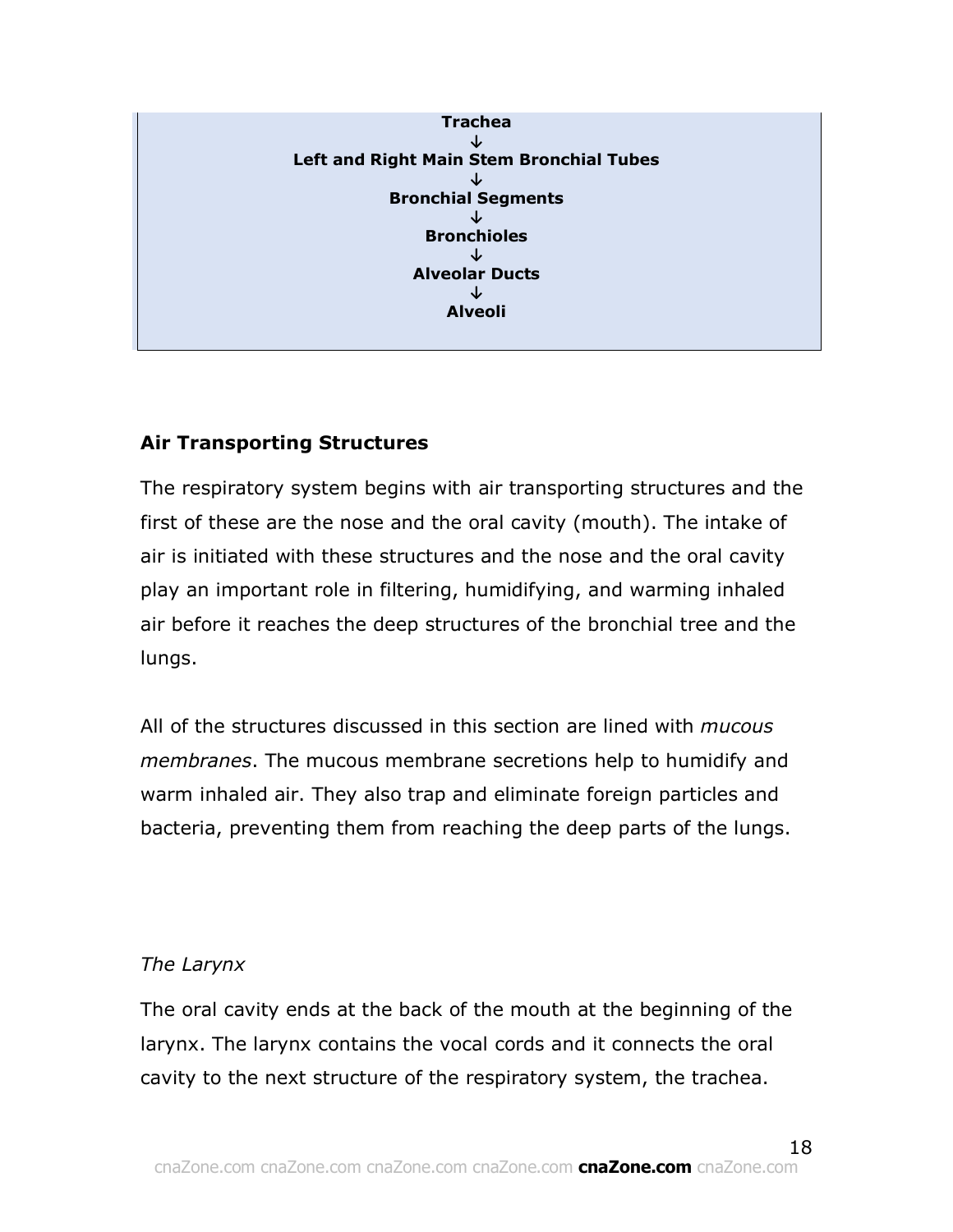**Trachea**
↓
**Left and Right Main Stem Bronchial Tubes**
↓
**Bronchial Segments**
↓
**Bronchioles**
↓
**Alveolar Ducts**
↓
**Alveoli**

### Air Transporting Structures

The respiratory system begins with air transporting structures and the first of these are the nose and the oral cavity (mouth). The intake of air is initiated with these structures and the nose and the oral cavity play an important role in filtering, humidifying, and warming inhaled air before it reaches the deep structures of the bronchial tree and the lungs.

All of the structures discussed in this section are lined with *mucous membranes*. The mucous membrane secretions help to humidify and warm inhaled air. They also trap and eliminate foreign particles and bacteria, preventing them from reaching the deep parts of the lungs.

*The Larynx*

The oral cavity ends at the back of the mouth at the beginning of the larynx. The larynx contains the vocal cords and it connects the oral cavity to the next structure of the respiratory system, the trachea.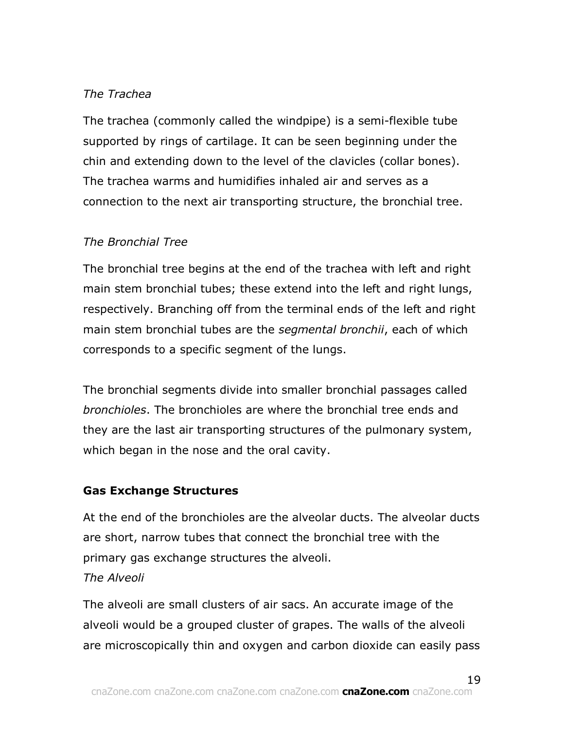*The Trachea*

The trachea (commonly called the windpipe) is a semi-flexible tube supported by rings of cartilage. It can be seen beginning under the chin and extending down to the level of the clavicles (collar bones). The trachea warms and humidifies inhaled air and serves as a connection to the next air transporting structure, the bronchial tree.

*The Bronchial Tree*

The bronchial tree begins at the end of the trachea with left and right main stem bronchial tubes; these extend into the left and right lungs, respectively. Branching off from the terminal ends of the left and right main stem bronchial tubes are the *segmental bronchii*, each of which corresponds to a specific segment of the lungs.

The bronchial segments divide into smaller bronchial passages called *bronchioles*. The bronchioles are where the bronchial tree ends and they are the last air transporting structures of the pulmonary system, which began in the nose and the oral cavity.

**Gas Exchange Structures**

At the end of the bronchioles are the alveolar ducts. The alveolar ducts are short, narrow tubes that connect the bronchial tree with the primary gas exchange structures the alveoli.

*The Alveoli*

The alveoli are small clusters of air sacs. An accurate image of the alveoli would be a grouped cluster of grapes. The walls of the alveoli are microscopically thin and oxygen and carbon dioxide can easily pass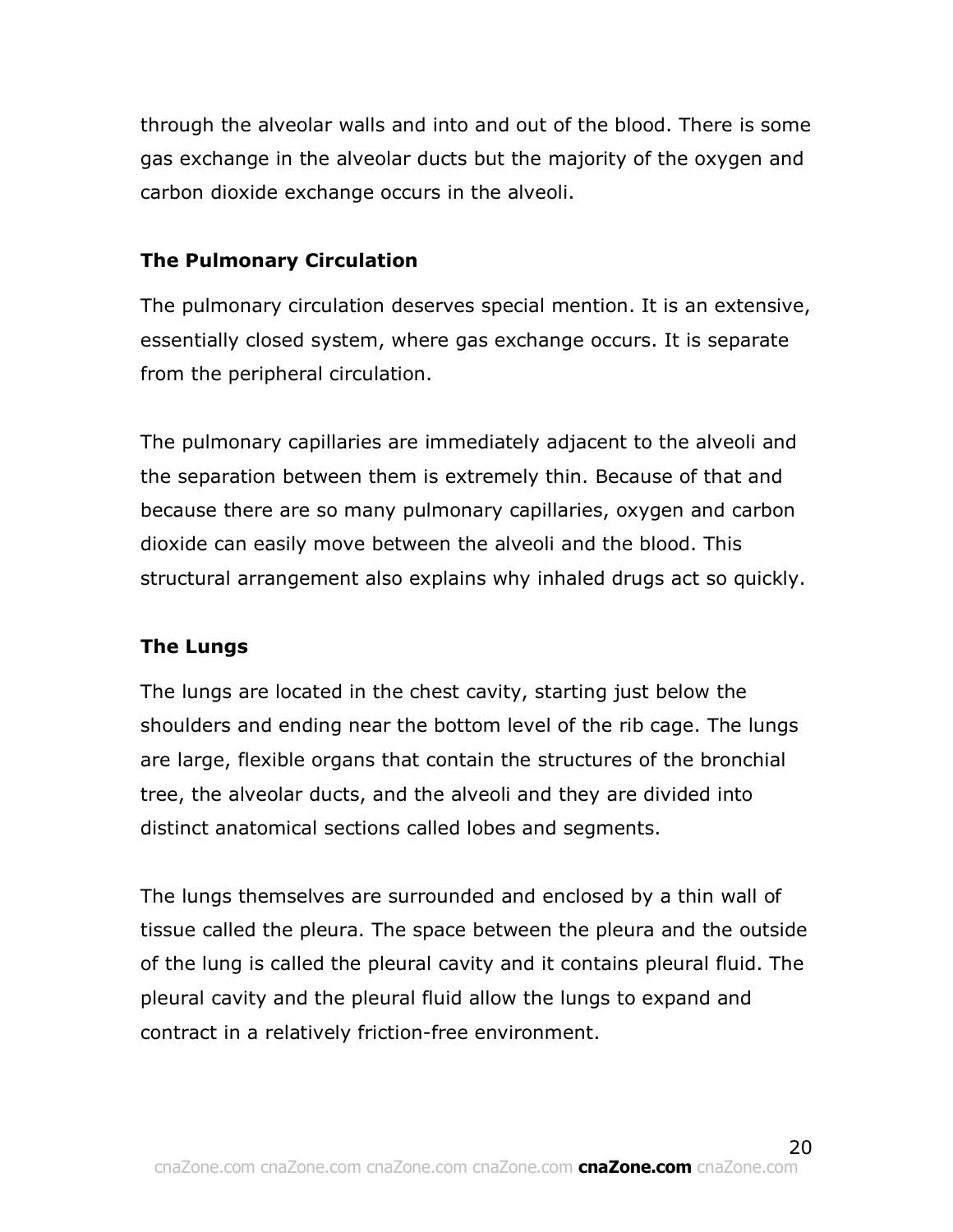through the alveolar walls and into and out of the blood. There is some gas exchange in the alveolar ducts but the majority of the oxygen and carbon dioxide exchange occurs in the alveoli.

**The Pulmonary Circulation**

The pulmonary circulation deserves special mention. It is an extensive, essentially closed system, where gas exchange occurs. It is separate from the peripheral circulation.

The pulmonary capillaries are immediately adjacent to the alveoli and the separation between them is extremely thin. Because of that and because there are so many pulmonary capillaries, oxygen and carbon dioxide can easily move between the alveoli and the blood. This structural arrangement also explains why inhaled drugs act so quickly.

**The Lungs**

The lungs are located in the chest cavity, starting just below the shoulders and ending near the bottom level of the rib cage. The lungs are large, flexible organs that contain the structures of the bronchial tree, the alveolar ducts, and the alveoli and they are divided into distinct anatomical sections called lobes and segments.

The lungs themselves are surrounded and enclosed by a thin wall of tissue called the pleura. The space between the pleura and the outside of the lung is called the pleural cavity and it contains pleural fluid. The pleural cavity and the pleural fluid allow the lungs to expand and contract in a relatively friction-free environment.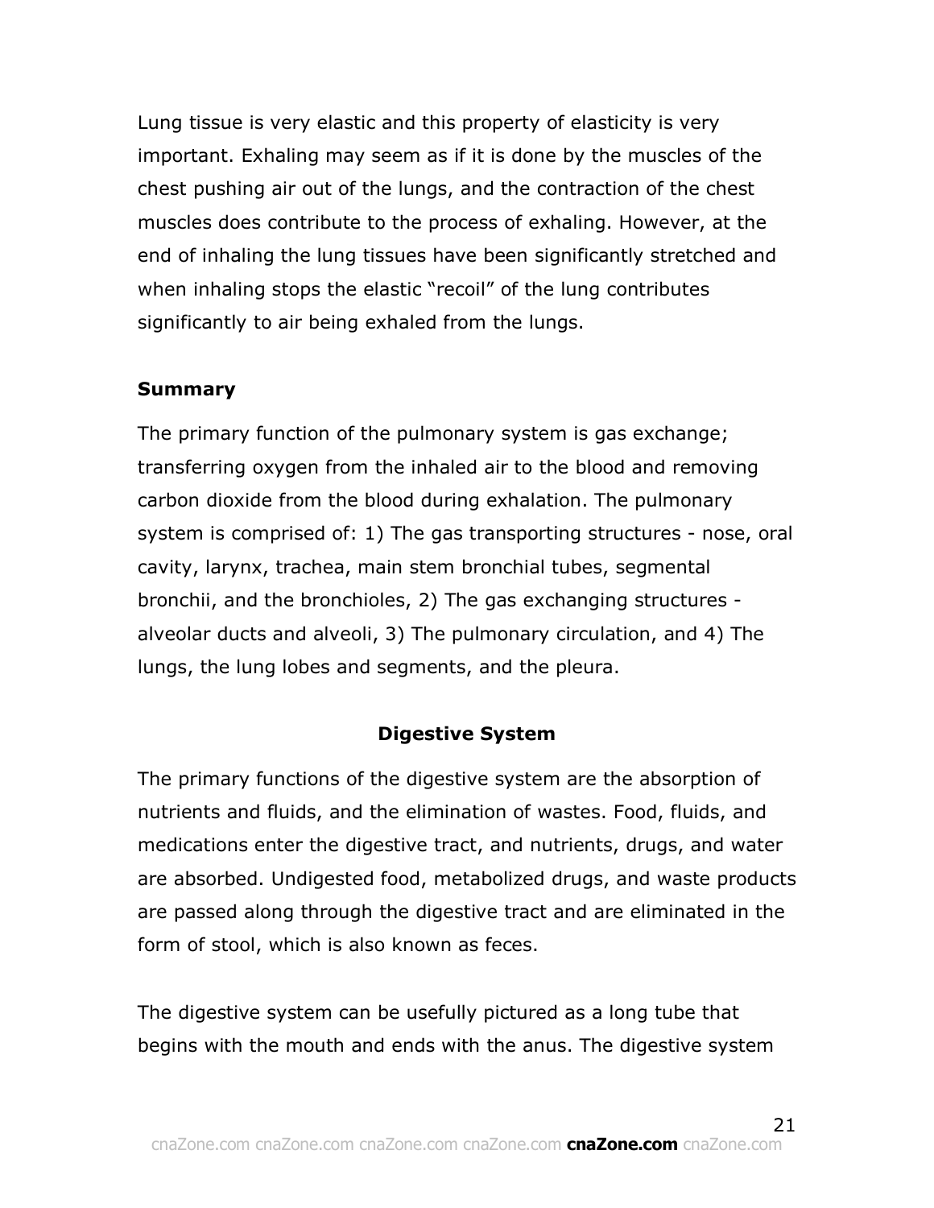Lung tissue is very elastic and this property of elasticity is very important. Exhaling may seem as if it is done by the muscles of the chest pushing air out of the lungs, and the contraction of the chest muscles does contribute to the process of exhaling. However, at the end of inhaling the lung tissues have been significantly stretched and when inhaling stops the elastic "recoil" of the lung contributes significantly to air being exhaled from the lungs.

**Summary**

The primary function of the pulmonary system is gas exchange; transferring oxygen from the inhaled air to the blood and removing carbon dioxide from the blood during exhalation. The pulmonary system is comprised of: 1) The gas transporting structures - nose, oral cavity, larynx, trachea, main stem bronchial tubes, segmental bronchii, and the bronchioles, 2) The gas exchanging structures - alveolar ducts and alveoli, 3) The pulmonary circulation, and 4) The lungs, the lung lobes and segments, and the pleura.

## Digestive System

The primary functions of the digestive system are the absorption of nutrients and fluids, and the elimination of wastes. Food, fluids, and medications enter the digestive tract, and nutrients, drugs, and water are absorbed. Undigested food, metabolized drugs, and waste products are passed along through the digestive tract and are eliminated in the form of stool, which is also known as feces.

The digestive system can be usefully pictured as a long tube that begins with the mouth and ends with the anus. The digestive system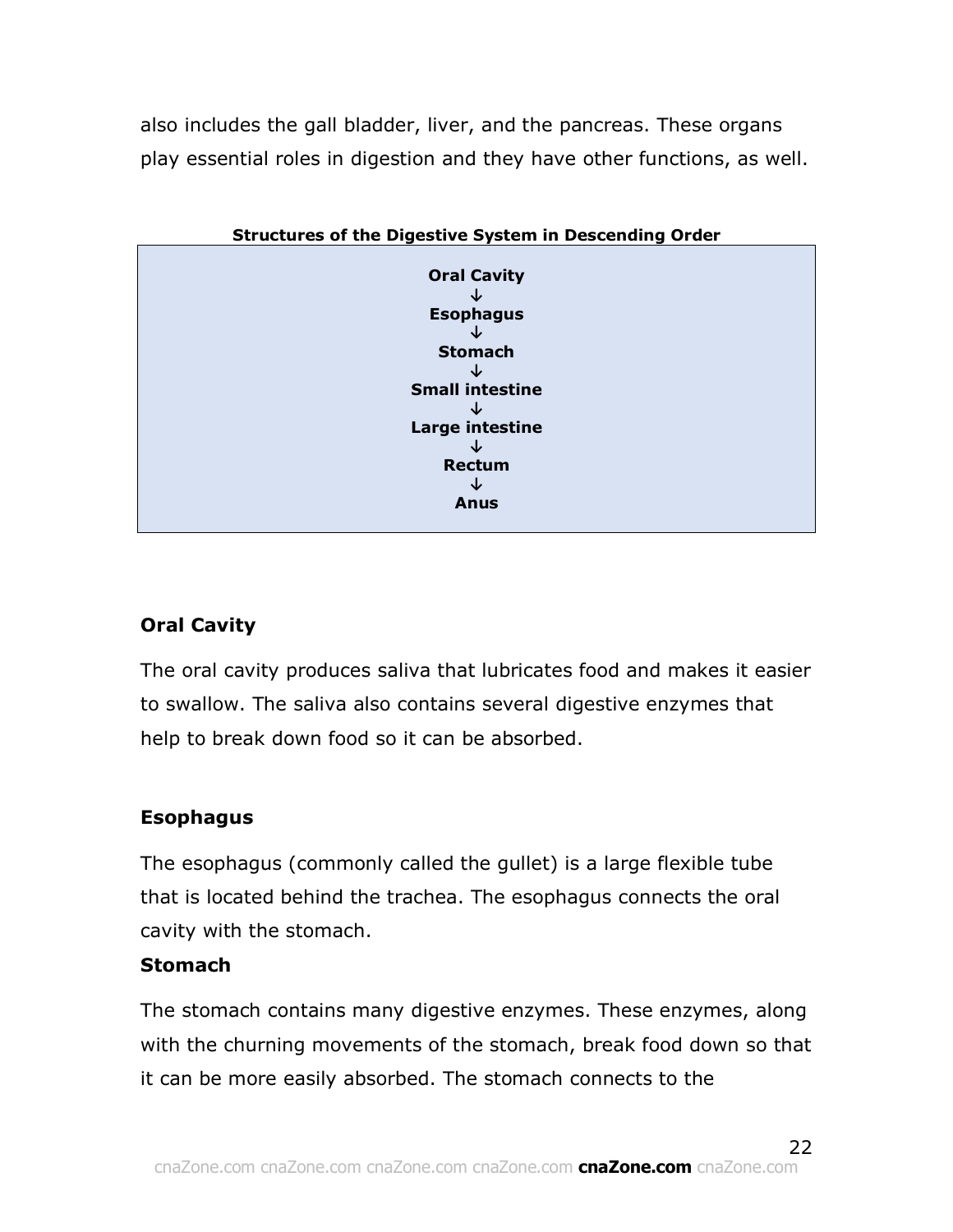also includes the gall bladder, liver, and the pancreas. These organs play essential roles in digestion and they have other functions, as well.

**Structures of the Digestive System in Descending Order**

| **Oral Cavity** |
|---|
| ↓ |
| **Esophagus** |
| ↓ |
| **Stomach** |
| ↓ |
| **Small intestine** |
| ↓ |
| **Large intestine** |
| ↓ |
| **Rectum** |
| ↓ |
| **Anus** |

### Oral Cavity

The oral cavity produces saliva that lubricates food and makes it easier to swallow. The saliva also contains several digestive enzymes that help to break down food so it can be absorbed.

### Esophagus

The esophagus (commonly called the gullet) is a large flexible tube that is located behind the trachea. The esophagus connects the oral cavity with the stomach.

### Stomach

The stomach contains many digestive enzymes. These enzymes, along with the churning movements of the stomach, break food down so that it can be more easily absorbed. The stomach connects to the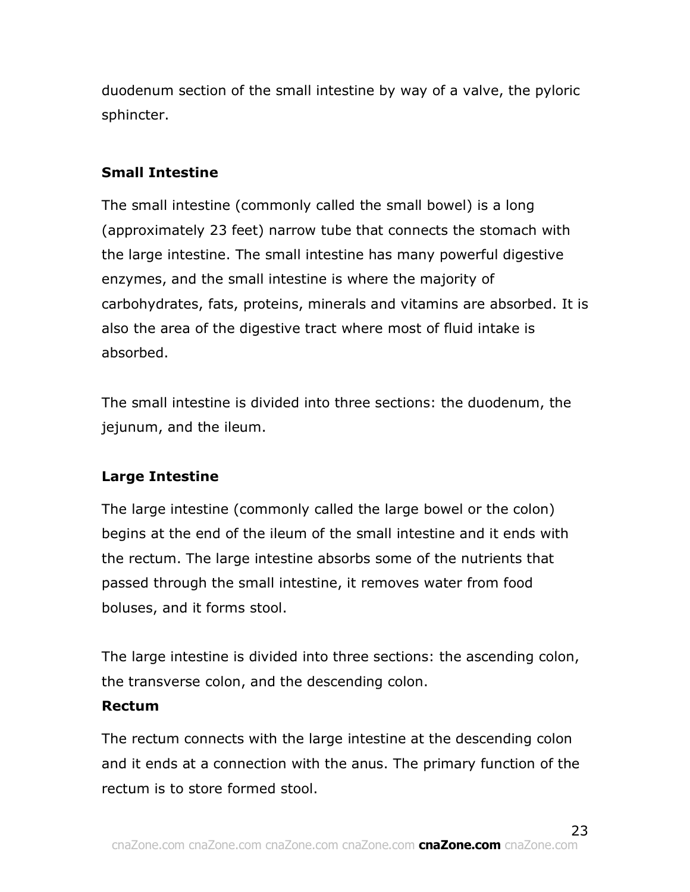duodenum section of the small intestine by way of a valve, the pyloric sphincter.

### Small Intestine

The small intestine (commonly called the small bowel) is a long (approximately 23 feet) narrow tube that connects the stomach with the large intestine. The small intestine has many powerful digestive enzymes, and the small intestine is where the majority of carbohydrates, fats, proteins, minerals and vitamins are absorbed. It is also the area of the digestive tract where most of fluid intake is absorbed.

The small intestine is divided into three sections: the duodenum, the jejunum, and the ileum.

### Large Intestine

The large intestine (commonly called the large bowel or the colon) begins at the end of the ileum of the small intestine and it ends with the rectum. The large intestine absorbs some of the nutrients that passed through the small intestine, it removes water from food boluses, and it forms stool.

The large intestine is divided into three sections: the ascending colon, the transverse colon, and the descending colon.

### Rectum

The rectum connects with the large intestine at the descending colon and it ends at a connection with the anus. The primary function of the rectum is to store formed stool.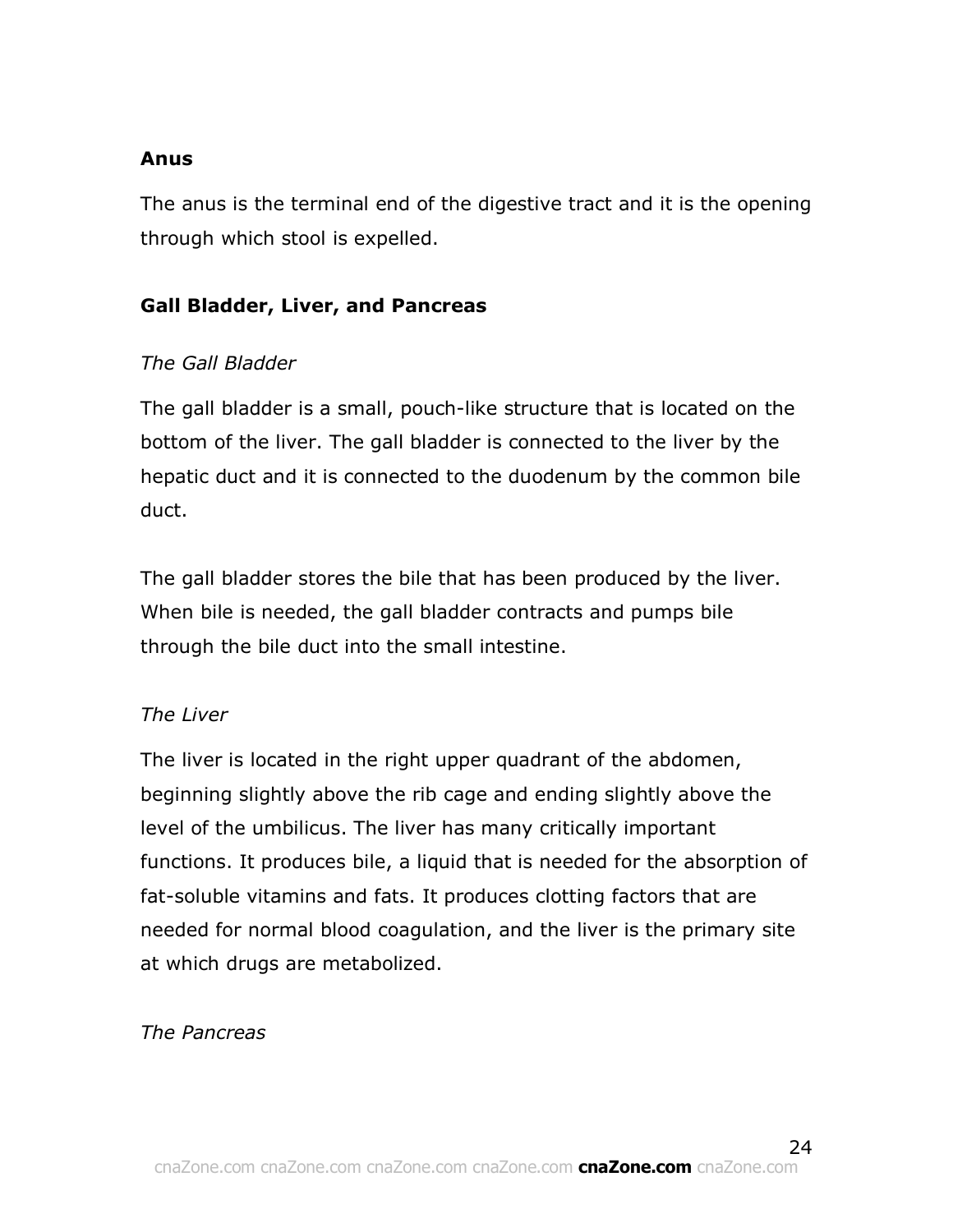## Anus

The anus is the terminal end of the digestive tract and it is the opening through which stool is expelled.

## Gall Bladder, Liver, and Pancreas

### *The Gall Bladder*

The gall bladder is a small, pouch-like structure that is located on the bottom of the liver. The gall bladder is connected to the liver by the hepatic duct and it is connected to the duodenum by the common bile duct.

The gall bladder stores the bile that has been produced by the liver. When bile is needed, the gall bladder contracts and pumps bile through the bile duct into the small intestine.

### *The Liver*

The liver is located in the right upper quadrant of the abdomen, beginning slightly above the rib cage and ending slightly above the level of the umbilicus. The liver has many critically important functions. It produces bile, a liquid that is needed for the absorption of fat-soluble vitamins and fats. It produces clotting factors that are needed for normal blood coagulation, and the liver is the primary site at which drugs are metabolized.

### *The Pancreas*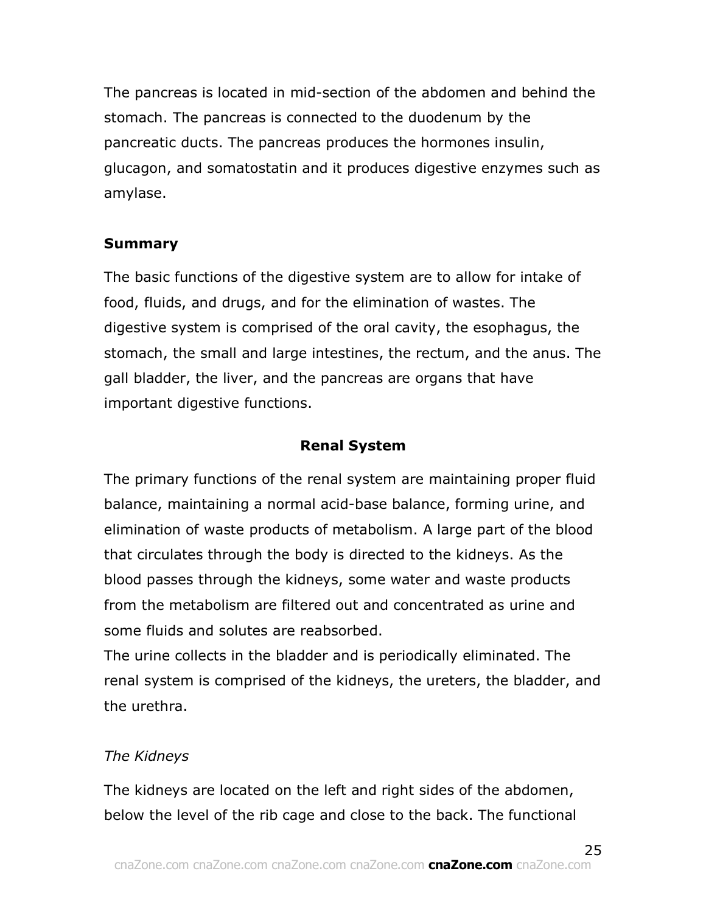The pancreas is located in mid-section of the abdomen and behind the stomach. The pancreas is connected to the duodenum by the pancreatic ducts. The pancreas produces the hormones insulin, glucagon, and somatostatin and it produces digestive enzymes such as amylase.

**Summary**

The basic functions of the digestive system are to allow for intake of food, fluids, and drugs, and for the elimination of wastes. The digestive system is comprised of the oral cavity, the esophagus, the stomach, the small and large intestines, the rectum, and the anus. The gall bladder, the liver, and the pancreas are organs that have important digestive functions.

## Renal System

The primary functions of the renal system are maintaining proper fluid balance, maintaining a normal acid-base balance, forming urine, and elimination of waste products of metabolism. A large part of the blood that circulates through the body is directed to the kidneys. As the blood passes through the kidneys, some water and waste products from the metabolism are filtered out and concentrated as urine and some fluids and solutes are reabsorbed.

The urine collects in the bladder and is periodically eliminated. The renal system is comprised of the kidneys, the ureters, the bladder, and the urethra.

*The Kidneys*

The kidneys are located on the left and right sides of the abdomen, below the level of the rib cage and close to the back. The functional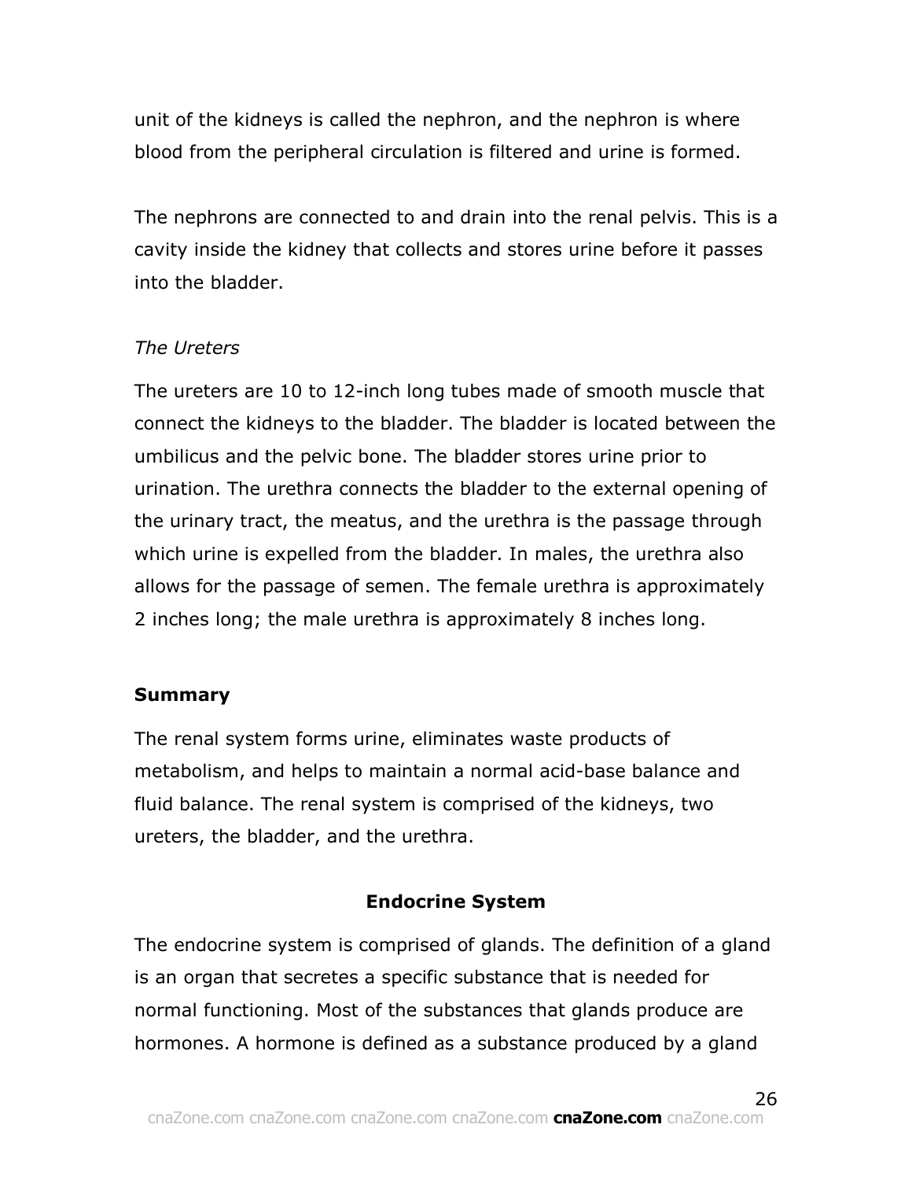unit of the kidneys is called the nephron, and the nephron is where blood from the peripheral circulation is filtered and urine is formed.

The nephrons are connected to and drain into the renal pelvis. This is a cavity inside the kidney that collects and stores urine before it passes into the bladder.

*The Ureters*

The ureters are 10 to 12-inch long tubes made of smooth muscle that connect the kidneys to the bladder. The bladder is located between the umbilicus and the pelvic bone. The bladder stores urine prior to urination. The urethra connects the bladder to the external opening of the urinary tract, the meatus, and the urethra is the passage through which urine is expelled from the bladder. In males, the urethra also allows for the passage of semen. The female urethra is approximately 2 inches long; the male urethra is approximately 8 inches long.

**Summary**

The renal system forms urine, eliminates waste products of metabolism, and helps to maintain a normal acid-base balance and fluid balance. The renal system is comprised of the kidneys, two ureters, the bladder, and the urethra.

## Endocrine System

The endocrine system is comprised of glands. The definition of a gland is an organ that secretes a specific substance that is needed for normal functioning. Most of the substances that glands produce are hormones. A hormone is defined as a substance produced by a gland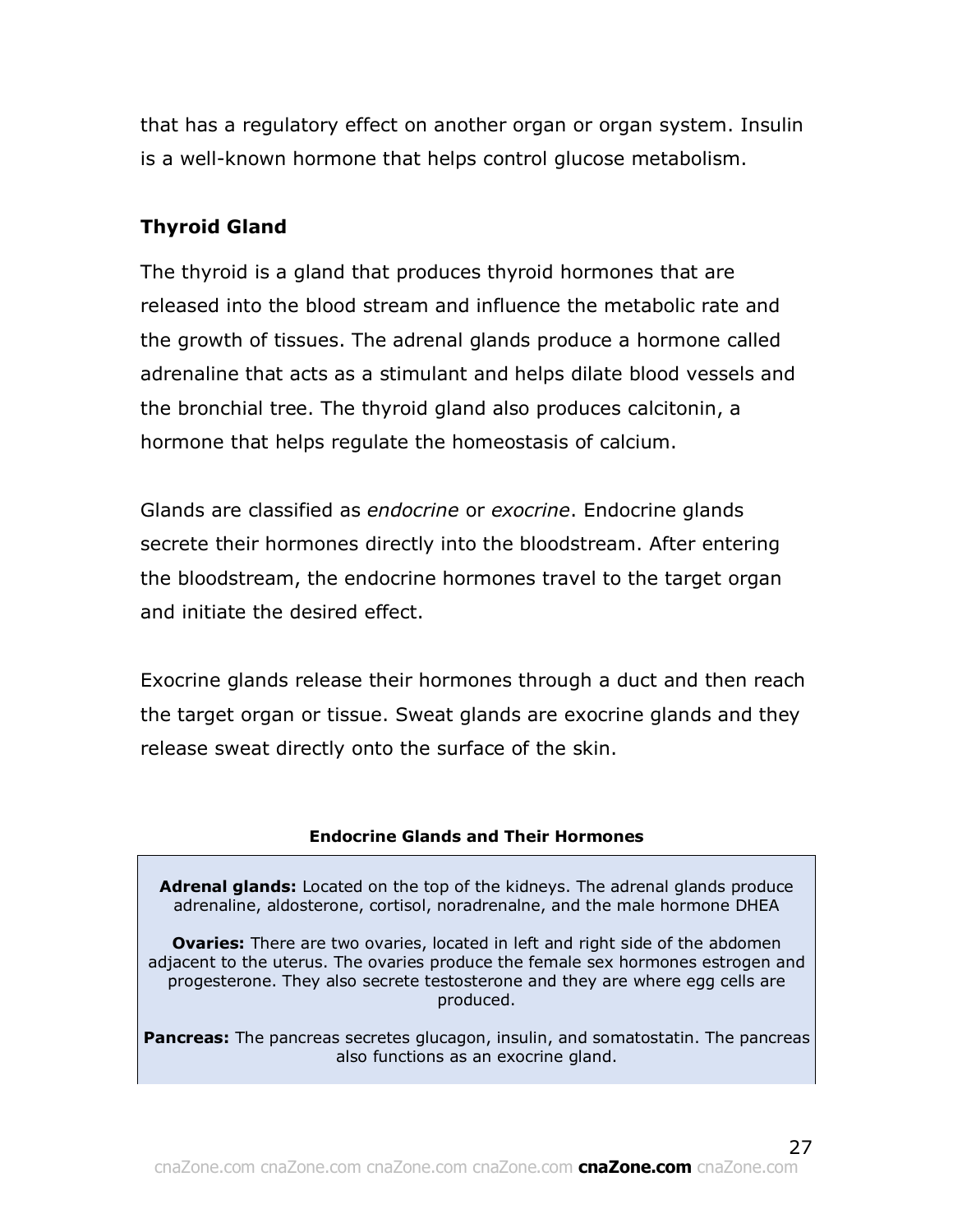that has a regulatory effect on another organ or organ system. Insulin is a well-known hormone that helps control glucose metabolism.

### Thyroid Gland

The thyroid is a gland that produces thyroid hormones that are released into the blood stream and influence the metabolic rate and the growth of tissues. The adrenal glands produce a hormone called adrenaline that acts as a stimulant and helps dilate blood vessels and the bronchial tree. The thyroid gland also produces calcitonin, a hormone that helps regulate the homeostasis of calcium.

Glands are classified as *endocrine* or *exocrine*. Endocrine glands secrete their hormones directly into the bloodstream. After entering the bloodstream, the endocrine hormones travel to the target organ and initiate the desired effect.

Exocrine glands release their hormones through a duct and then reach the target organ or tissue. Sweat glands are exocrine glands and they release sweat directly onto the surface of the skin.

**Endocrine Glands and Their Hormones**

**Adrenal glands:** Located on the top of the kidneys. The adrenal glands produce adrenaline, aldosterone, cortisol, noradrenalne, and the male hormone DHEA

**Ovaries:** There are two ovaries, located in left and right side of the abdomen adjacent to the uterus. The ovaries produce the female sex hormones estrogen and progesterone. They also secrete testosterone and they are where egg cells are produced.

**Pancreas:** The pancreas secretes glucagon, insulin, and somatostatin. The pancreas also functions as an exocrine gland.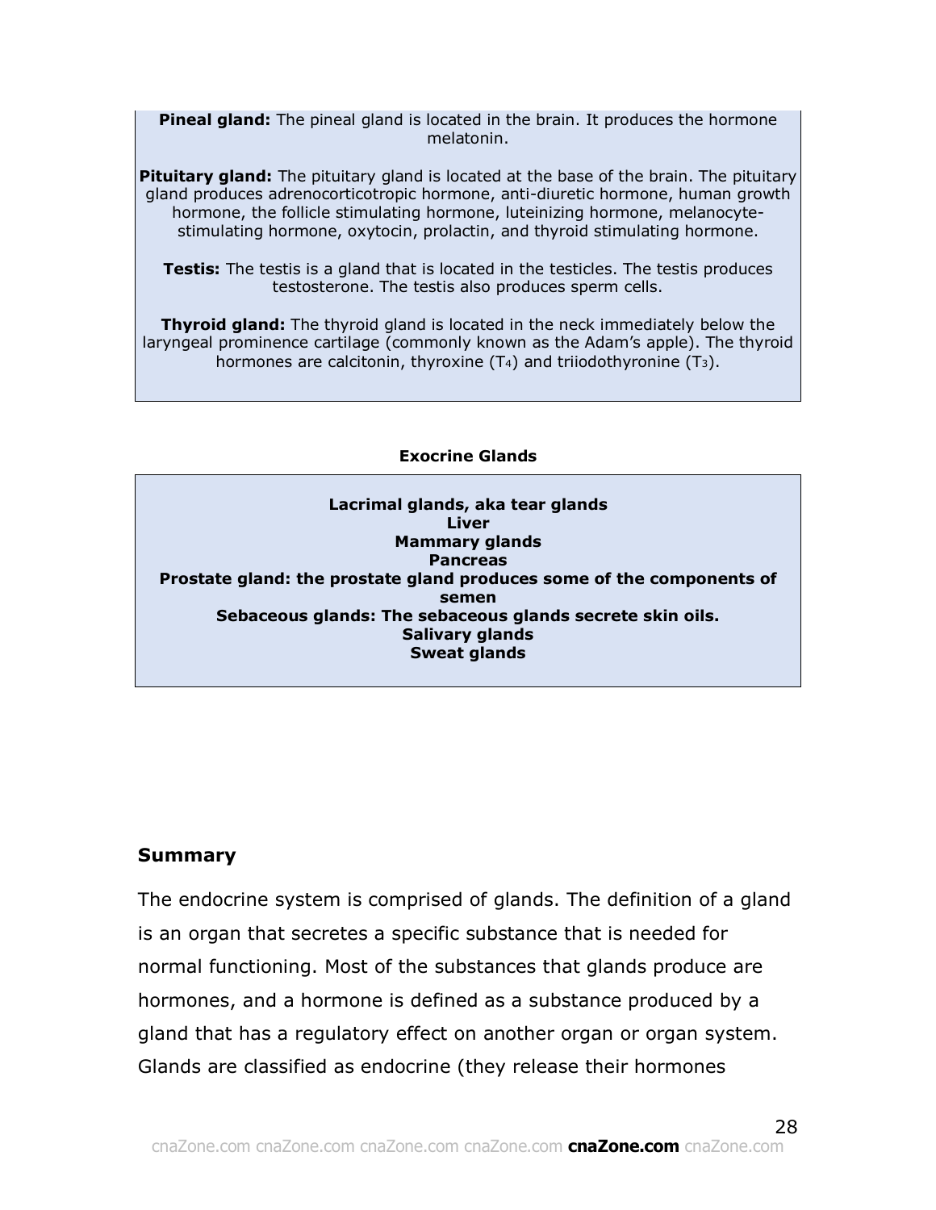**Pineal gland:** The pineal gland is located in the brain. It produces the hormone melatonin.

**Pituitary gland:** The pituitary gland is located at the base of the brain. The pituitary gland produces adrenocorticotropic hormone, anti-diuretic hormone, human growth hormone, the follicle stimulating hormone, luteinizing hormone, melanocyte-stimulating hormone, oxytocin, prolactin, and thyroid stimulating hormone.

**Testis:** The testis is a gland that is located in the testicles. The testis produces testosterone. The testis also produces sperm cells.

**Thyroid gland:** The thyroid gland is located in the neck immediately below the laryngeal prominence cartilage (commonly known as the Adam's apple). The thyroid hormones are calcitonin, thyroxine ($T_4$) and triiodothyronine ($T_3$).

**Exocrine Glands**

**Lacrimal glands, aka tear glands**
**Liver**
**Mammary glands**
**Pancreas**
**Prostate gland: the prostate gland produces some of the components of semen**
**Sebaceous glands: The sebaceous glands secrete skin oils.**
**Salivary glands**
**Sweat glands**

## Summary

The endocrine system is comprised of glands. The definition of a gland is an organ that secretes a specific substance that is needed for normal functioning. Most of the substances that glands produce are hormones, and a hormone is defined as a substance produced by a gland that has a regulatory effect on another organ or organ system. Glands are classified as endocrine (they release their hormones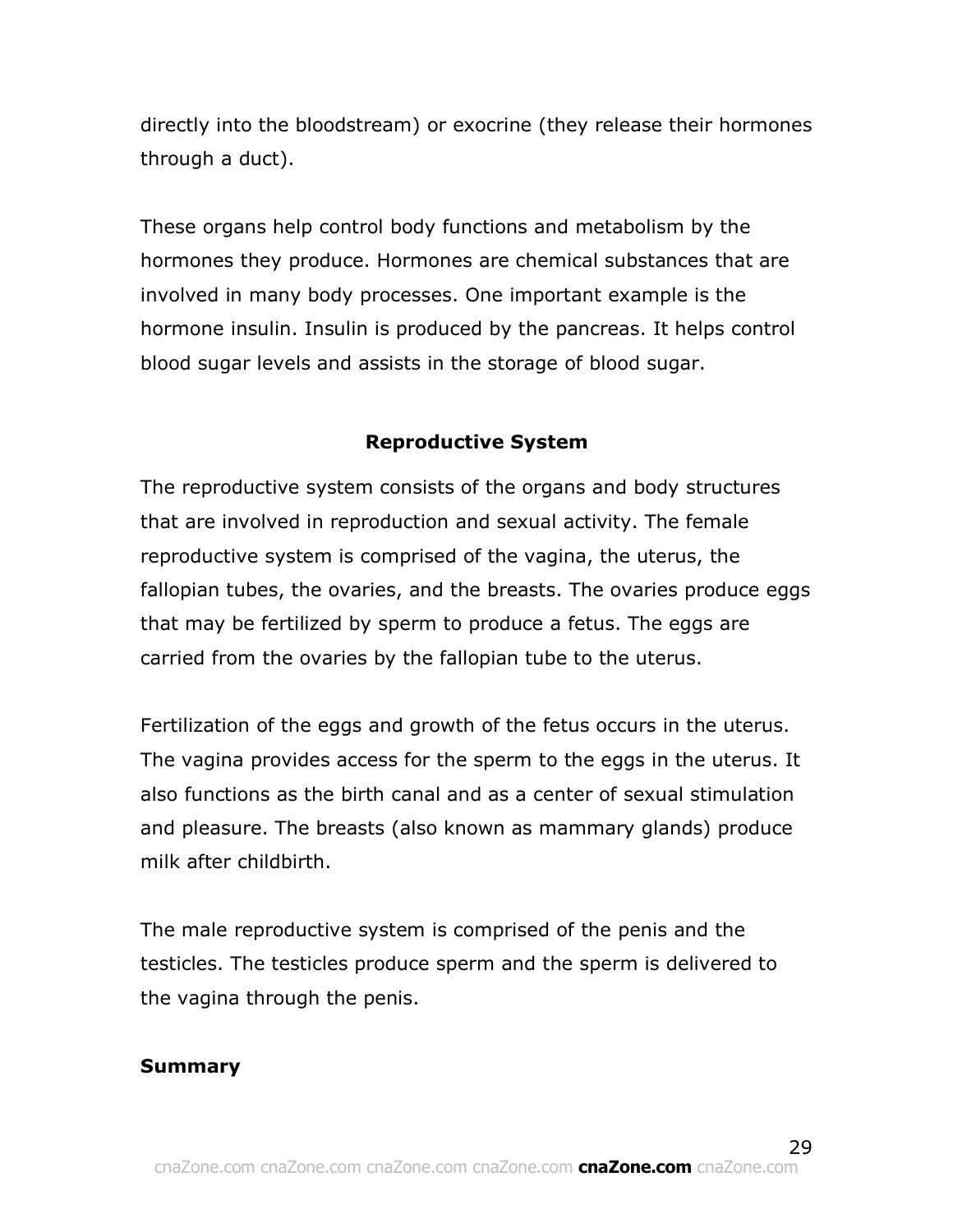directly into the bloodstream) or exocrine (they release their hormones through a duct).

These organs help control body functions and metabolism by the hormones they produce. Hormones are chemical substances that are involved in many body processes. One important example is the hormone insulin. Insulin is produced by the pancreas. It helps control blood sugar levels and assists in the storage of blood sugar.

## Reproductive System

The reproductive system consists of the organs and body structures that are involved in reproduction and sexual activity. The female reproductive system is comprised of the vagina, the uterus, the fallopian tubes, the ovaries, and the breasts. The ovaries produce eggs that may be fertilized by sperm to produce a fetus. The eggs are carried from the ovaries by the fallopian tube to the uterus.

Fertilization of the eggs and growth of the fetus occurs in the uterus. The vagina provides access for the sperm to the eggs in the uterus. It also functions as the birth canal and as a center of sexual stimulation and pleasure. The breasts (also known as mammary glands) produce milk after childbirth.

The male reproductive system is comprised of the penis and the testicles. The testicles produce sperm and the sperm is delivered to the vagina through the penis.

### Summary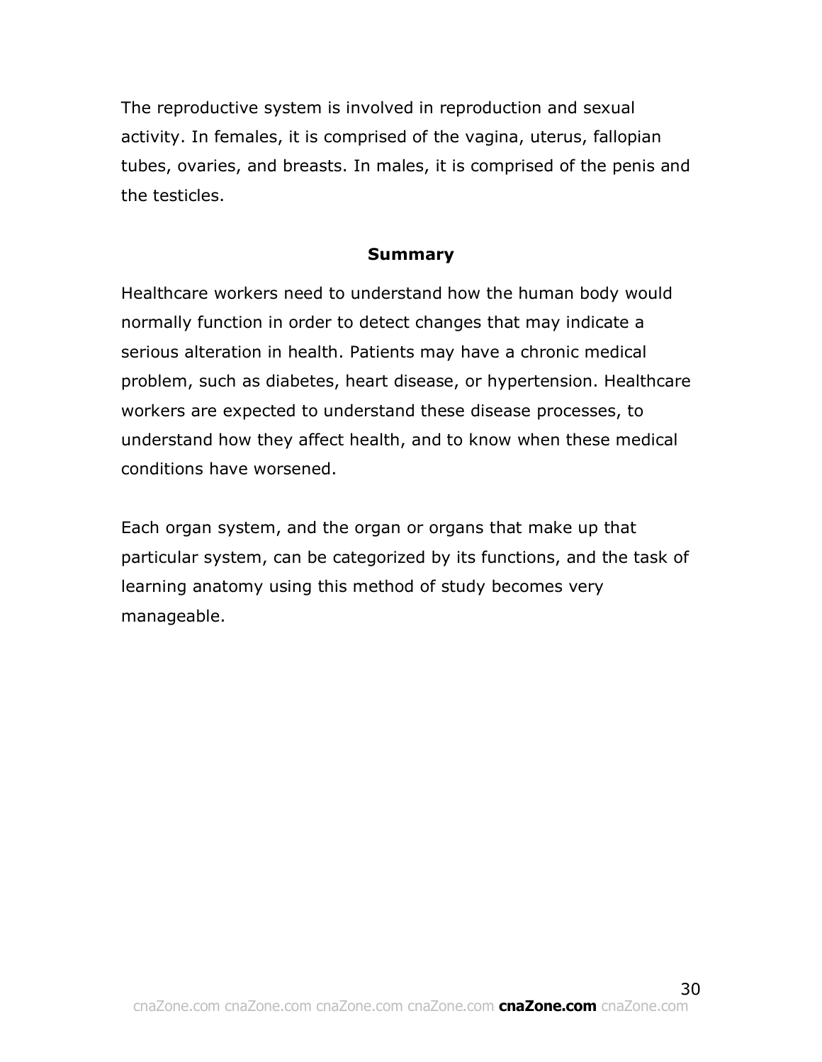The reproductive system is involved in reproduction and sexual activity. In females, it is comprised of the vagina, uterus, fallopian tubes, ovaries, and breasts. In males, it is comprised of the penis and the testicles.

## Summary

Healthcare workers need to understand how the human body would normally function in order to detect changes that may indicate a serious alteration in health. Patients may have a chronic medical problem, such as diabetes, heart disease, or hypertension. Healthcare workers are expected to understand these disease processes, to understand how they affect health, and to know when these medical conditions have worsened.

Each organ system, and the organ or organs that make up that particular system, can be categorized by its functions, and the task of learning anatomy using this method of study becomes very manageable.